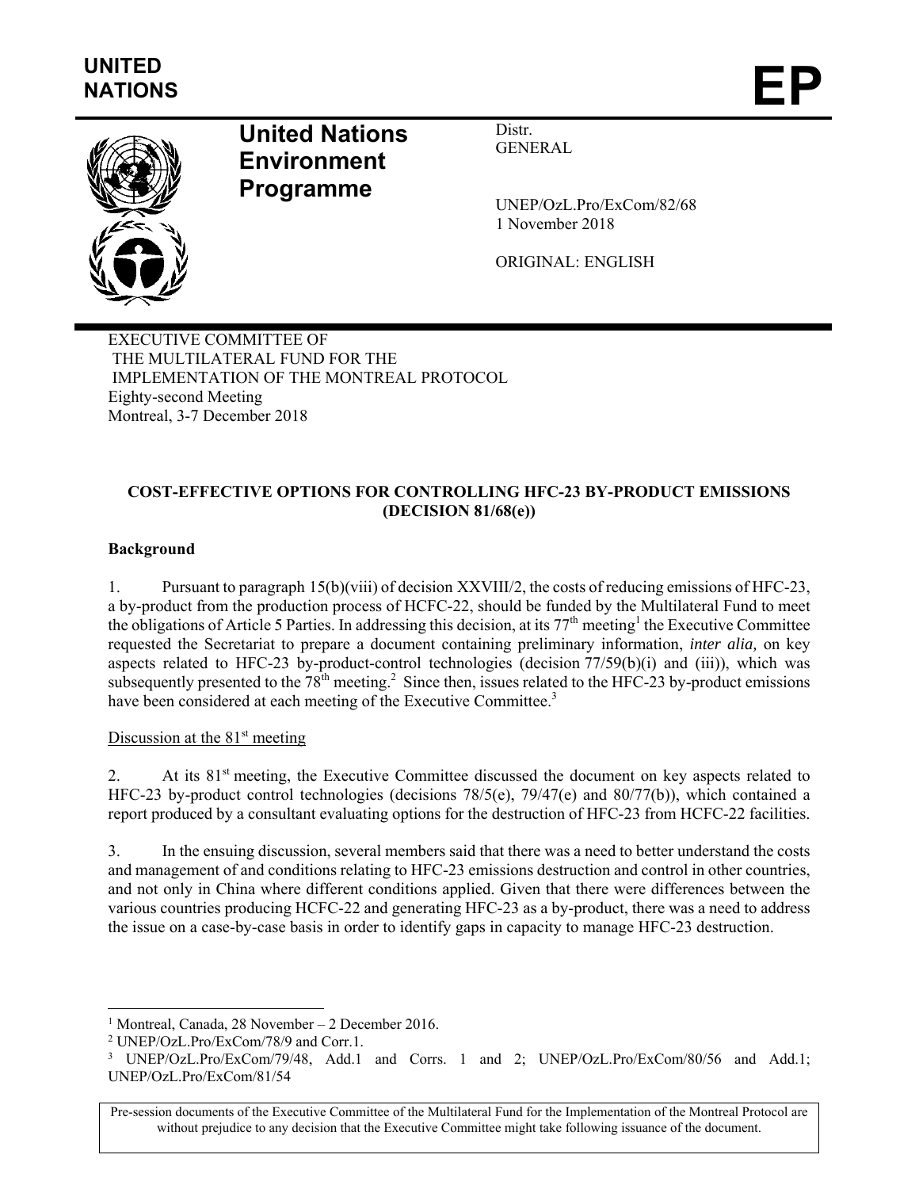UNITED NATIONS

# EP

**United Nations Environment Programme**

Distr.
GENERAL

UNEP/OzL.Pro/ExCom/82/68
1 November 2018

ORIGINAL: ENGLISH

EXECUTIVE COMMITTEE OF
THE MULTILATERAL FUND FOR THE
IMPLEMENTATION OF THE MONTREAL PROTOCOL
Eighty-second Meeting
Montreal, 3-7 December 2018

## COST-EFFECTIVE OPTIONS FOR CONTROLLING HFC-23 BY-PRODUCT EMISSIONS (DECISION 81/68(e))

### Background

1. Pursuant to paragraph 15(b)(viii) of decision XXVIII/2, the costs of reducing emissions of HFC-23, a by-product from the production process of HCFC-22, should be funded by the Multilateral Fund to meet the obligations of Article 5 Parties. In addressing this decision, at its 77th meeting[1] the Executive Committee requested the Secretariat to prepare a document containing preliminary information, *inter alia,* on key aspects related to HFC-23 by-product-control technologies (decision 77/59(b)(i) and (iii)), which was subsequently presented to the 78th meeting.[2] Since then, issues related to the HFC-23 by-product emissions have been considered at each meeting of the Executive Committee.[3]

Discussion at the 81st meeting

2. At its 81st meeting, the Executive Committee discussed the document on key aspects related to HFC-23 by-product control technologies (decisions 78/5(e), 79/47(e) and 80/77(b)), which contained a report produced by a consultant evaluating options for the destruction of HFC-23 from HCFC-22 facilities.

3. In the ensuing discussion, several members said that there was a need to better understand the costs and management of and conditions relating to HFC-23 emissions destruction and control in other countries, and not only in China where different conditions applied. Given that there were differences between the various countries producing HCFC-22 and generating HFC-23 as a by-product, there was a need to address the issue on a case-by-case basis in order to identify gaps in capacity to manage HFC-23 destruction.

[1] Montreal, Canada, 28 November – 2 December 2016.
[2] UNEP/OzL.Pro/ExCom/78/9 and Corr.1.
[3] UNEP/OzL.Pro/ExCom/79/48, Add.1 and Corrs. 1 and 2; UNEP/OzL.Pro/ExCom/80/56 and Add.1; UNEP/OzL.Pro/ExCom/81/54

Pre-session documents of the Executive Committee of the Multilateral Fund for the Implementation of the Montreal Protocol are without prejudice to any decision that the Executive Committee might take following issuance of the document.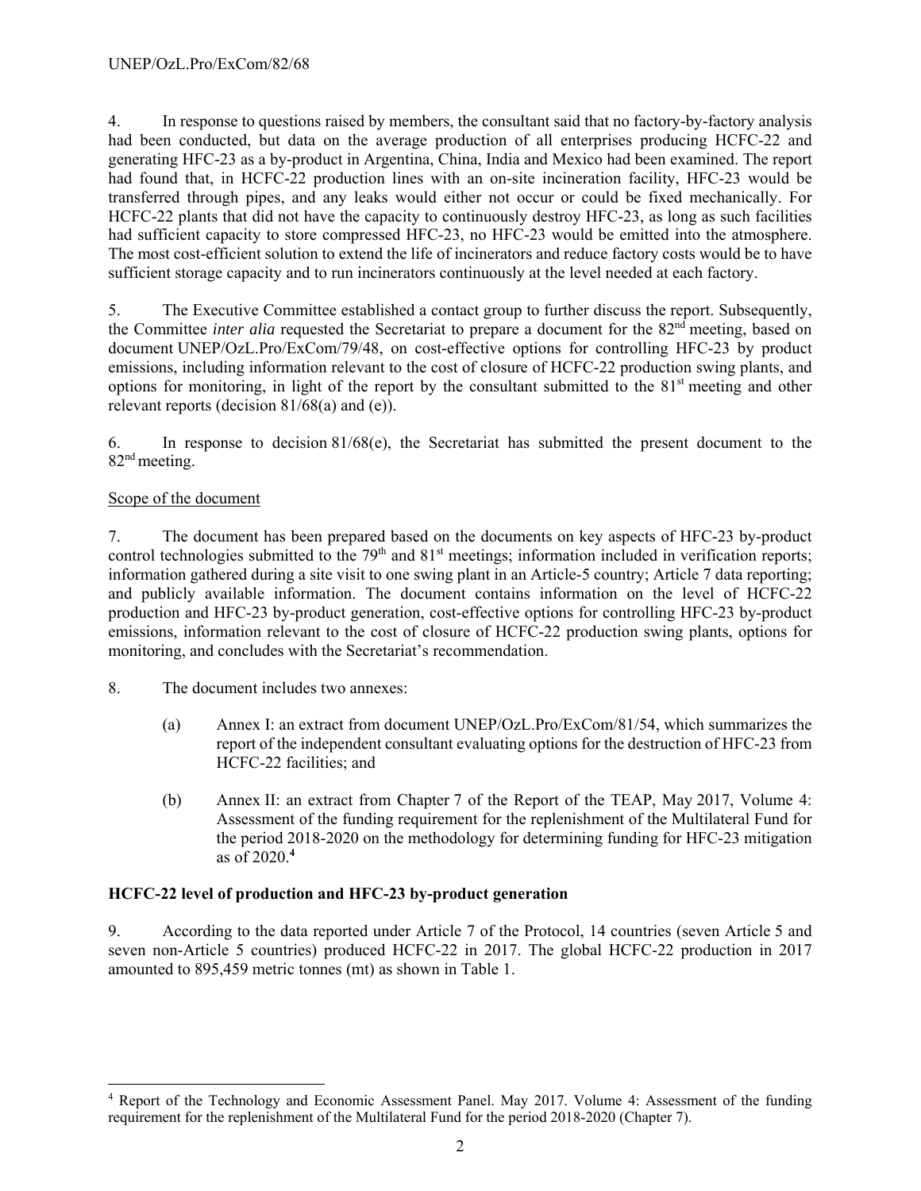4. In response to questions raised by members, the consultant said that no factory-by-factory analysis had been conducted, but data on the average production of all enterprises producing HCFC-22 and generating HFC-23 as a by-product in Argentina, China, India and Mexico had been examined. The report had found that, in HCFC-22 production lines with an on-site incineration facility, HFC-23 would be transferred through pipes, and any leaks would either not occur or could be fixed mechanically. For HCFC-22 plants that did not have the capacity to continuously destroy HFC-23, as long as such facilities had sufficient capacity to store compressed HFC-23, no HFC-23 would be emitted into the atmosphere. The most cost-efficient solution to extend the life of incinerators and reduce factory costs would be to have sufficient storage capacity and to run incinerators continuously at the level needed at each factory.

5. The Executive Committee established a contact group to further discuss the report. Subsequently, the Committee *inter alia* requested the Secretariat to prepare a document for the 82nd meeting, based on document UNEP/OzL.Pro/ExCom/79/48, on cost-effective options for controlling HFC-23 by product emissions, including information relevant to the cost of closure of HCFC-22 production swing plants, and options for monitoring, in light of the report by the consultant submitted to the 81st meeting and other relevant reports (decision 81/68(a) and (e)).

6. In response to decision 81/68(e), the Secretariat has submitted the present document to the 82nd meeting.

Scope of the document

7. The document has been prepared based on the documents on key aspects of HFC-23 by-product control technologies submitted to the 79th and 81st meetings; information included in verification reports; information gathered during a site visit to one swing plant in an Article-5 country; Article 7 data reporting; and publicly available information. The document contains information on the level of HCFC-22 production and HFC-23 by-product generation, cost-effective options for controlling HFC-23 by-product emissions, information relevant to the cost of closure of HCFC-22 production swing plants, options for monitoring, and concludes with the Secretariat's recommendation.

8. The document includes two annexes:

(a) Annex I: an extract from document UNEP/OzL.Pro/ExCom/81/54, which summarizes the report of the independent consultant evaluating options for the destruction of HFC-23 from HCFC-22 facilities; and

(b) Annex II: an extract from Chapter 7 of the Report of the TEAP, May 2017, Volume 4: Assessment of the funding requirement for the replenishment of the Multilateral Fund for the period 2018-2020 on the methodology for determining funding for HFC-23 mitigation as of 2020.[4]

**HCFC-22 level of production and HFC-23 by-product generation**

9. According to the data reported under Article 7 of the Protocol, 14 countries (seven Article 5 and seven non-Article 5 countries) produced HCFC-22 in 2017. The global HCFC-22 production in 2017 amounted to 895,459 metric tonnes (mt) as shown in Table 1.

[4] Report of the Technology and Economic Assessment Panel. May 2017. Volume 4: Assessment of the funding requirement for the replenishment of the Multilateral Fund for the period 2018-2020 (Chapter 7).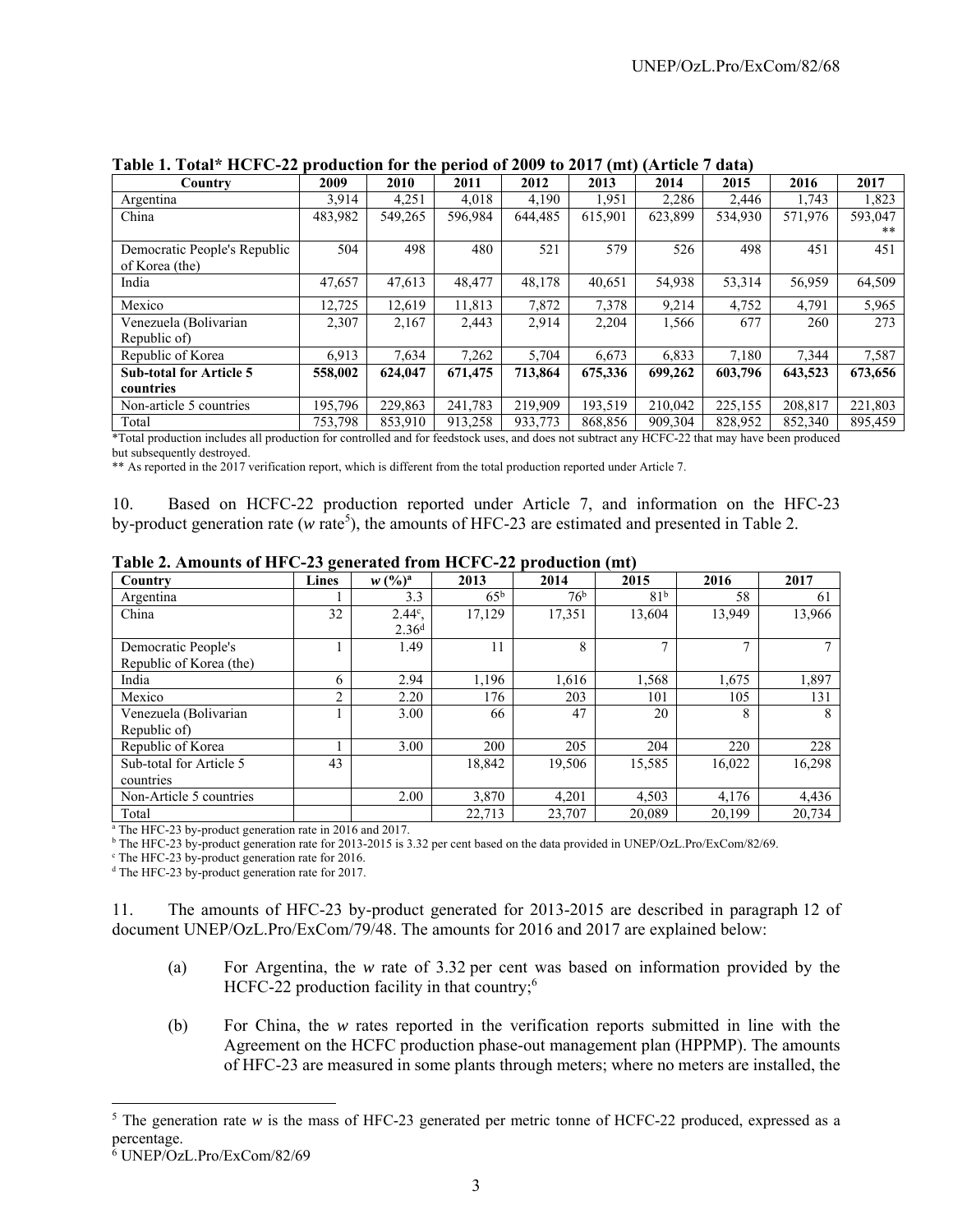**Table 1. Total* HCFC-22 production for the period of 2009 to 2017 (mt) (Article 7 data)**

| Country | 2009 | 2010 | 2011 | 2012 | 2013 | 2014 | 2015 | 2016 | 2017 |
|---|---|---|---|---|---|---|---|---|---|
| Argentina | 3,914 | 4,251 | 4,018 | 4,190 | 1,951 | 2,286 | 2,446 | 1,743 | 1,823 |
| China | 483,982 | 549,265 | 596,984 | 644,485 | 615,901 | 623,899 | 534,930 | 571,976 | 593,047 ** |
| Democratic People's Republic of Korea (the) | 504 | 498 | 480 | 521 | 579 | 526 | 498 | 451 | 451 |
| India | 47,657 | 47,613 | 48,477 | 48,178 | 40,651 | 54,938 | 53,314 | 56,959 | 64,509 |
| Mexico | 12,725 | 12,619 | 11,813 | 7,872 | 7,378 | 9,214 | 4,752 | 4,791 | 5,965 |
| Venezuela (Bolivarian Republic of) | 2,307 | 2,167 | 2,443 | 2,914 | 2,204 | 1,566 | 677 | 260 | 273 |
| Republic of Korea | 6,913 | 7,634 | 7,262 | 5,704 | 6,673 | 6,833 | 7,180 | 7,344 | 7,587 |
| **Sub-total for Article 5 countries** | **558,002** | **624,047** | **671,475** | **713,864** | **675,336** | **699,262** | **603,796** | **643,523** | **673,656** |
| Non-article 5 countries | 195,796 | 229,863 | 241,783 | 219,909 | 193,519 | 210,042 | 225,155 | 208,817 | 221,803 |
| Total | 753,798 | 853,910 | 913,258 | 933,773 | 868,856 | 909,304 | 828,952 | 852,340 | 895,459 |

*Total production includes all production for controlled and for feedstock uses, and does not subtract any HCFC-22 that may have been produced but subsequently destroyed.

** As reported in the 2017 verification report, which is different from the total production reported under Article 7.

10. Based on HCFC-22 production reported under Article 7, and information on the HFC-23 by-product generation rate (*w* rate[5]), the amounts of HFC-23 are estimated and presented in Table 2.

**Table 2. Amounts of HFC-23 generated from HCFC-22 production (mt)**

| Country | Lines | *w* (%)[a] | 2013 | 2014 | 2015 | 2016 | 2017 |
|---|---|---|---|---|---|---|---|
| Argentina | 1 | 3.3 | 65[b] | 76[b] | 81[b] | 58 | 61 |
| China | 32 | 2.44[c], 2.36[d] | 17,129 | 17,351 | 13,604 | 13,949 | 13,966 |
| Democratic People's Republic of Korea (the) | 1 | 1.49 | 11 | 8 | 7 | 7 | 7 |
| India | 6 | 2.94 | 1,196 | 1,616 | 1,568 | 1,675 | 1,897 |
| Mexico | 2 | 2.20 | 176 | 203 | 101 | 105 | 131 |
| Venezuela (Bolivarian Republic of) | 1 | 3.00 | 66 | 47 | 20 | 8 | 8 |
| Republic of Korea | 1 | 3.00 | 200 | 205 | 204 | 220 | 228 |
| Sub-total for Article 5 countries | 43 | | 18,842 | 19,506 | 15,585 | 16,022 | 16,298 |
| Non-Article 5 countries | | 2.00 | 3,870 | 4,201 | 4,503 | 4,176 | 4,436 |
| Total | | | 22,713 | 23,707 | 20,089 | 20,199 | 20,734 |

[a] The HFC-23 by-product generation rate in 2016 and 2017.
[b] The HFC-23 by-product generation rate for 2013-2015 is 3.32 per cent based on the data provided in UNEP/OzL.Pro/ExCom/82/69.
[c] The HFC-23 by-product generation rate for 2016.
[d] The HFC-23 by-product generation rate for 2017.

11. The amounts of HFC-23 by-product generated for 2013-2015 are described in paragraph 12 of document UNEP/OzL.Pro/ExCom/79/48. The amounts for 2016 and 2017 are explained below:

(a) For Argentina, the *w* rate of 3.32 per cent was based on information provided by the HCFC-22 production facility in that country;[6]

(b) For China, the *w* rates reported in the verification reports submitted in line with the Agreement on the HCFC production phase-out management plan (HPPMP). The amounts of HFC-23 are measured in some plants through meters; where no meters are installed, the

---

[5] The generation rate *w* is the mass of HFC-23 generated per metric tonne of HCFC-22 produced, expressed as a percentage.

[6] UNEP/OzL.Pro/ExCom/82/69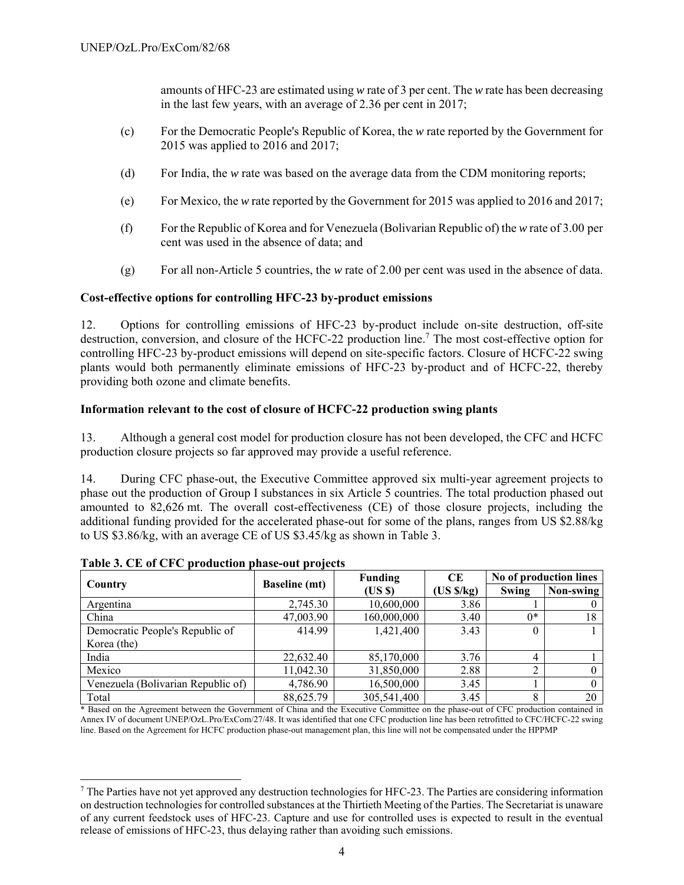amounts of HFC-23 are estimated using *w* rate of 3 per cent. The *w* rate has been decreasing in the last few years, with an average of 2.36 per cent in 2017;

(c) For the Democratic People's Republic of Korea, the *w* rate reported by the Government for 2015 was applied to 2016 and 2017;

(d) For India, the *w* rate was based on the average data from the CDM monitoring reports;

(e) For Mexico, the *w* rate reported by the Government for 2015 was applied to 2016 and 2017;

(f) For the Republic of Korea and for Venezuela (Bolivarian Republic of) the *w* rate of 3.00 per cent was used in the absence of data; and

(g) For all non-Article 5 countries, the *w* rate of 2.00 per cent was used in the absence of data.

**Cost-effective options for controlling HFC-23 by-product emissions**

12. Options for controlling emissions of HFC-23 by-product include on-site destruction, off-site destruction, conversion, and closure of the HCFC-22 production line.[7] The most cost-effective option for controlling HFC-23 by-product emissions will depend on site-specific factors. Closure of HCFC-22 swing plants would both permanently eliminate emissions of HFC-23 by-product and of HCFC-22, thereby providing both ozone and climate benefits.

**Information relevant to the cost of closure of HCFC-22 production swing plants**

13. Although a general cost model for production closure has not been developed, the CFC and HCFC production closure projects so far approved may provide a useful reference.

14. During CFC phase-out, the Executive Committee approved six multi-year agreement projects to phase out the production of Group I substances in six Article 5 countries. The total production phased out amounted to 82,626 mt. The overall cost-effectiveness (CE) of those closure projects, including the additional funding provided for the accelerated phase-out for some of the plans, ranges from US $2.88/kg to US $3.86/kg, with an average CE of US $3.45/kg as shown in Table 3.

**Table 3. CE of CFC production phase-out projects**

| Country | Baseline (mt) | Funding (US $) | CE (US $/kg) | No of production lines | |
|---|---|---|---|---|---|
| | | | | Swing | Non-swing |
| Argentina | 2,745.30 | 10,600,000 | 3.86 | 1 | 0 |
| China | 47,003.90 | 160,000,000 | 3.40 | 0* | 18 |
| Democratic People's Republic of Korea (the) | 414.99 | 1,421,400 | 3.43 | 0 | 1 |
| India | 22,632.40 | 85,170,000 | 3.76 | 4 | 1 |
| Mexico | 11,042.30 | 31,850,000 | 2.88 | 2 | 0 |
| Venezuela (Bolivarian Republic of) | 4,786.90 | 16,500,000 | 3.45 | 1 | 0 |
| Total | 88,625.79 | 305,541,400 | 3.45 | 8 | 20 |

\* Based on the Agreement between the Government of China and the Executive Committee on the phase-out of CFC production contained in Annex IV of document UNEP/OzL.Pro/ExCom/27/48. It was identified that one CFC production line has been retrofitted to CFC/HCFC-22 swing line. Based on the Agreement for HCFC production phase-out management plan, this line will not be compensated under the HPPMP

[7] The Parties have not yet approved any destruction technologies for HFC-23. The Parties are considering information on destruction technologies for controlled substances at the Thirtieth Meeting of the Parties. The Secretariat is unaware of any current feedstock uses of HFC-23. Capture and use for controlled uses is expected to result in the eventual release of emissions of HFC-23, thus delaying rather than avoiding such emissions.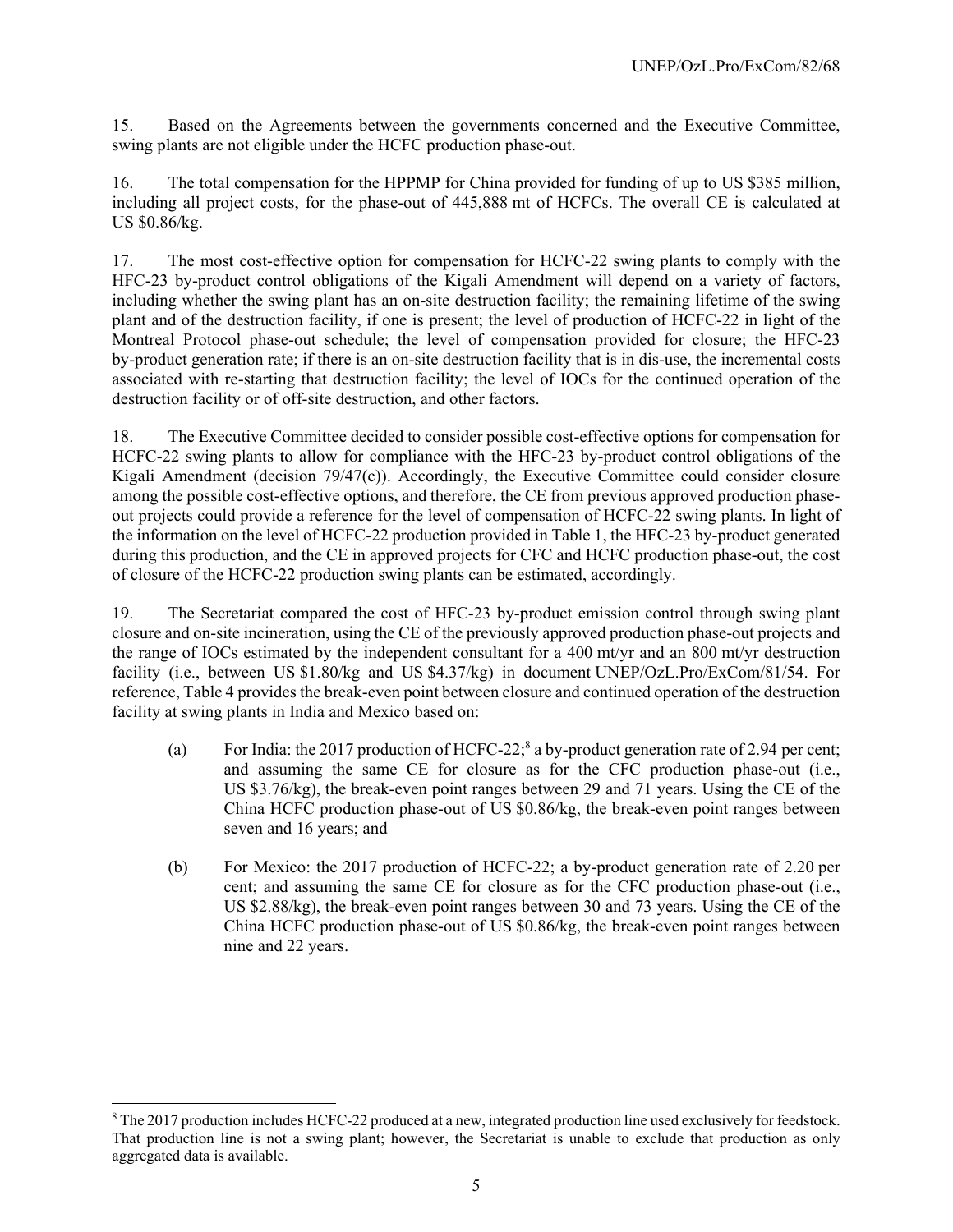15. Based on the Agreements between the governments concerned and the Executive Committee, swing plants are not eligible under the HCFC production phase-out.

16. The total compensation for the HPPMP for China provided for funding of up to US $385 million, including all project costs, for the phase-out of 445,888 mt of HCFCs. The overall CE is calculated at US $0.86/kg.

17. The most cost-effective option for compensation for HCFC-22 swing plants to comply with the HFC-23 by-product control obligations of the Kigali Amendment will depend on a variety of factors, including whether the swing plant has an on-site destruction facility; the remaining lifetime of the swing plant and of the destruction facility, if one is present; the level of production of HCFC-22 in light of the Montreal Protocol phase-out schedule; the level of compensation provided for closure; the HFC-23 by-product generation rate; if there is an on-site destruction facility that is in dis-use, the incremental costs associated with re-starting that destruction facility; the level of IOCs for the continued operation of the destruction facility or of off-site destruction, and other factors.

18. The Executive Committee decided to consider possible cost-effective options for compensation for HCFC-22 swing plants to allow for compliance with the HFC-23 by-product control obligations of the Kigali Amendment (decision 79/47(c)). Accordingly, the Executive Committee could consider closure among the possible cost-effective options, and therefore, the CE from previous approved production phase-out projects could provide a reference for the level of compensation of HCFC-22 swing plants. In light of the information on the level of HCFC-22 production provided in Table 1, the HFC-23 by-product generated during this production, and the CE in approved projects for CFC and HCFC production phase-out, the cost of closure of the HCFC-22 production swing plants can be estimated, accordingly.

19. The Secretariat compared the cost of HFC-23 by-product emission control through swing plant closure and on-site incineration, using the CE of the previously approved production phase-out projects and the range of IOCs estimated by the independent consultant for a 400 mt/yr and an 800 mt/yr destruction facility (i.e., between US $1.80/kg and US $4.37/kg) in document UNEP/OzL.Pro/ExCom/81/54. For reference, Table 4 provides the break-even point between closure and continued operation of the destruction facility at swing plants in India and Mexico based on:

(a) For India: the 2017 production of HCFC-22;[8] a by-product generation rate of 2.94 per cent; and assuming the same CE for closure as for the CFC production phase-out (i.e., US $3.76/kg), the break-even point ranges between 29 and 71 years. Using the CE of the China HCFC production phase-out of US $0.86/kg, the break-even point ranges between seven and 16 years; and

(b) For Mexico: the 2017 production of HCFC-22; a by-product generation rate of 2.20 per cent; and assuming the same CE for closure as for the CFC production phase-out (i.e., US $2.88/kg), the break-even point ranges between 30 and 73 years. Using the CE of the China HCFC production phase-out of US $0.86/kg, the break-even point ranges between nine and 22 years.

[8] The 2017 production includes HCFC-22 produced at a new, integrated production line used exclusively for feedstock. That production line is not a swing plant; however, the Secretariat is unable to exclude that production as only aggregated data is available.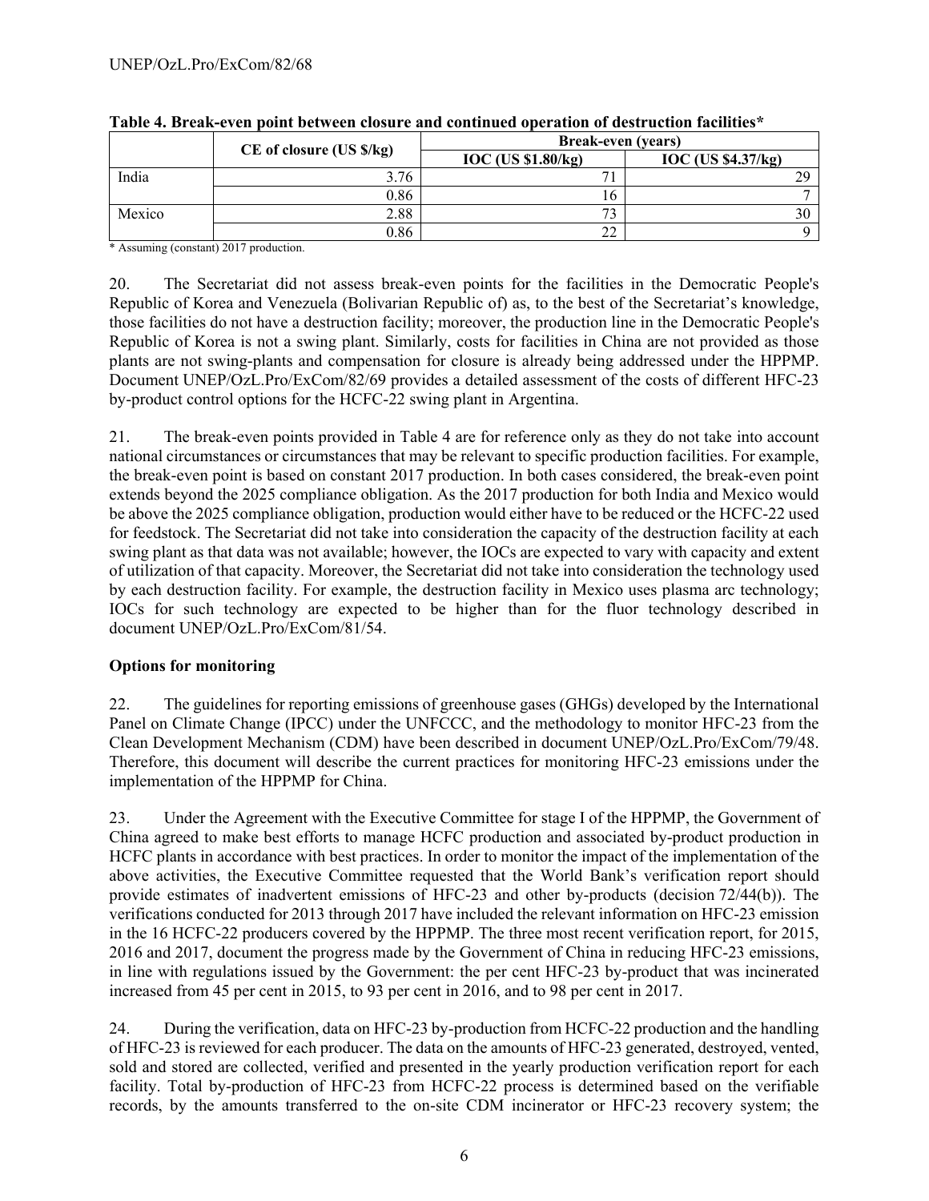**Table 4. Break-even point between closure and continued operation of destruction facilities***

| | CE of closure (US $/kg) | Break-even (years) | |
|---|---|---|---|
| | | IOC (US $1.80/kg) | IOC (US $4.37/kg) |
| India | 3.76 | 71 | 29 |
| | 0.86 | 16 | 7 |
| Mexico | 2.88 | 73 | 30 |
| | 0.86 | 22 | 9 |

\* Assuming (constant) 2017 production.

20. The Secretariat did not assess break-even points for the facilities in the Democratic People's Republic of Korea and Venezuela (Bolivarian Republic of) as, to the best of the Secretariat's knowledge, those facilities do not have a destruction facility; moreover, the production line in the Democratic People's Republic of Korea is not a swing plant. Similarly, costs for facilities in China are not provided as those plants are not swing-plants and compensation for closure is already being addressed under the HPPMP. Document UNEP/OzL.Pro/ExCom/82/69 provides a detailed assessment of the costs of different HFC-23 by-product control options for the HCFC-22 swing plant in Argentina.

21. The break-even points provided in Table 4 are for reference only as they do not take into account national circumstances or circumstances that may be relevant to specific production facilities. For example, the break-even point is based on constant 2017 production. In both cases considered, the break-even point extends beyond the 2025 compliance obligation. As the 2017 production for both India and Mexico would be above the 2025 compliance obligation, production would either have to be reduced or the HCFC-22 used for feedstock. The Secretariat did not take into consideration the capacity of the destruction facility at each swing plant as that data was not available; however, the IOCs are expected to vary with capacity and extent of utilization of that capacity. Moreover, the Secretariat did not take into consideration the technology used by each destruction facility. For example, the destruction facility in Mexico uses plasma arc technology; IOCs for such technology are expected to be higher than for the fluor technology described in document UNEP/OzL.Pro/ExCom/81/54.

**Options for monitoring**

22. The guidelines for reporting emissions of greenhouse gases (GHGs) developed by the International Panel on Climate Change (IPCC) under the UNFCCC, and the methodology to monitor HFC-23 from the Clean Development Mechanism (CDM) have been described in document UNEP/OzL.Pro/ExCom/79/48. Therefore, this document will describe the current practices for monitoring HFC-23 emissions under the implementation of the HPPMP for China.

23. Under the Agreement with the Executive Committee for stage I of the HPPMP, the Government of China agreed to make best efforts to manage HCFC production and associated by-product production in HCFC plants in accordance with best practices. In order to monitor the impact of the implementation of the above activities, the Executive Committee requested that the World Bank's verification report should provide estimates of inadvertent emissions of HFC-23 and other by-products (decision 72/44(b)). The verifications conducted for 2013 through 2017 have included the relevant information on HFC-23 emission in the 16 HCFC-22 producers covered by the HPPMP. The three most recent verification report, for 2015, 2016 and 2017, document the progress made by the Government of China in reducing HFC-23 emissions, in line with regulations issued by the Government: the per cent HFC-23 by-product that was incinerated increased from 45 per cent in 2015, to 93 per cent in 2016, and to 98 per cent in 2017.

24. During the verification, data on HFC-23 by-production from HCFC-22 production and the handling of HFC-23 is reviewed for each producer. The data on the amounts of HFC-23 generated, destroyed, vented, sold and stored are collected, verified and presented in the yearly production verification report for each facility. Total by-production of HFC-23 from HCFC-22 process is determined based on the verifiable records, by the amounts transferred to the on-site CDM incinerator or HFC-23 recovery system; the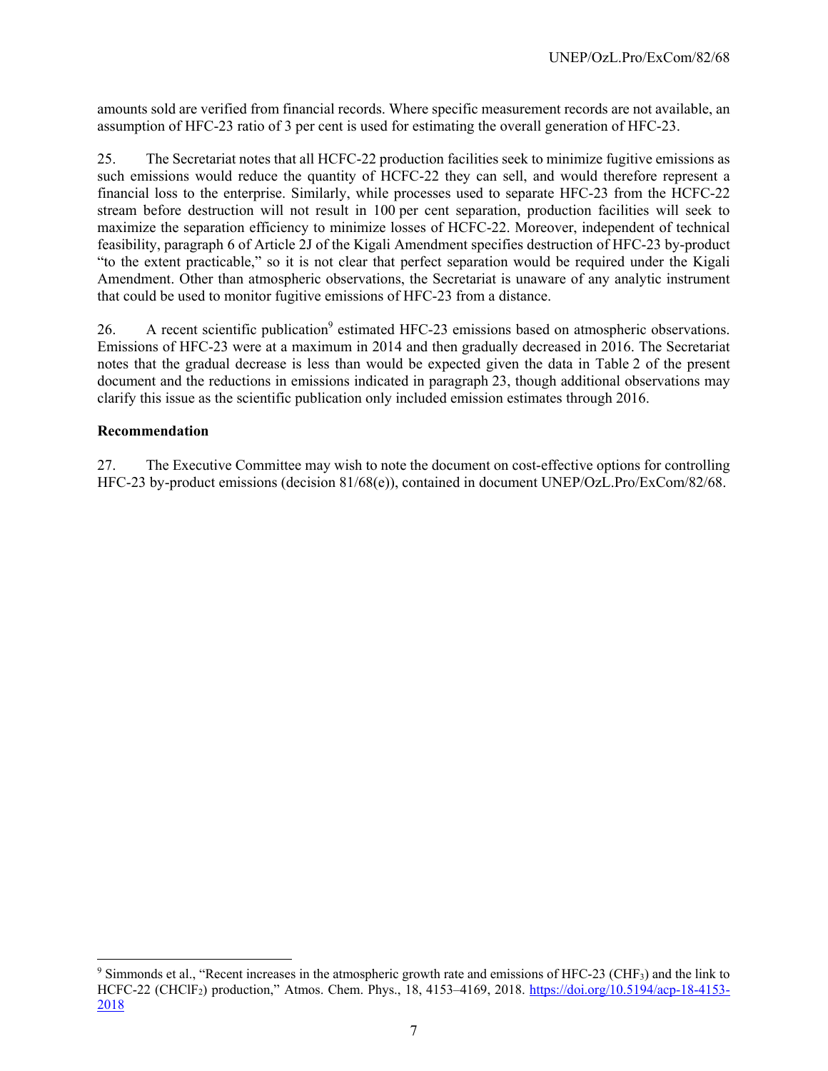amounts sold are verified from financial records. Where specific measurement records are not available, an assumption of HFC-23 ratio of 3 per cent is used for estimating the overall generation of HFC-23.

25. The Secretariat notes that all HCFC-22 production facilities seek to minimize fugitive emissions as such emissions would reduce the quantity of HCFC-22 they can sell, and would therefore represent a financial loss to the enterprise. Similarly, while processes used to separate HFC-23 from the HCFC-22 stream before destruction will not result in 100 per cent separation, production facilities will seek to maximize the separation efficiency to minimize losses of HCFC-22. Moreover, independent of technical feasibility, paragraph 6 of Article 2J of the Kigali Amendment specifies destruction of HFC-23 by-product "to the extent practicable," so it is not clear that perfect separation would be required under the Kigali Amendment. Other than atmospheric observations, the Secretariat is unaware of any analytic instrument that could be used to monitor fugitive emissions of HFC-23 from a distance.

26. A recent scientific publication[9] estimated HFC-23 emissions based on atmospheric observations. Emissions of HFC-23 were at a maximum in 2014 and then gradually decreased in 2016. The Secretariat notes that the gradual decrease is less than would be expected given the data in Table 2 of the present document and the reductions in emissions indicated in paragraph 23, though additional observations may clarify this issue as the scientific publication only included emission estimates through 2016.

**Recommendation**

27. The Executive Committee may wish to note the document on cost-effective options for controlling HFC-23 by-product emissions (decision 81/68(e)), contained in document UNEP/OzL.Pro/ExCom/82/68.

---

[9] Simmonds et al., "Recent increases in the atmospheric growth rate and emissions of HFC-23 ($CHF_3$) and the link to HCFC-22 ($CHClF_2$) production," Atmos. Chem. Phys., 18, 4153–4169, 2018. https://doi.org/10.5194/acp-18-4153-2018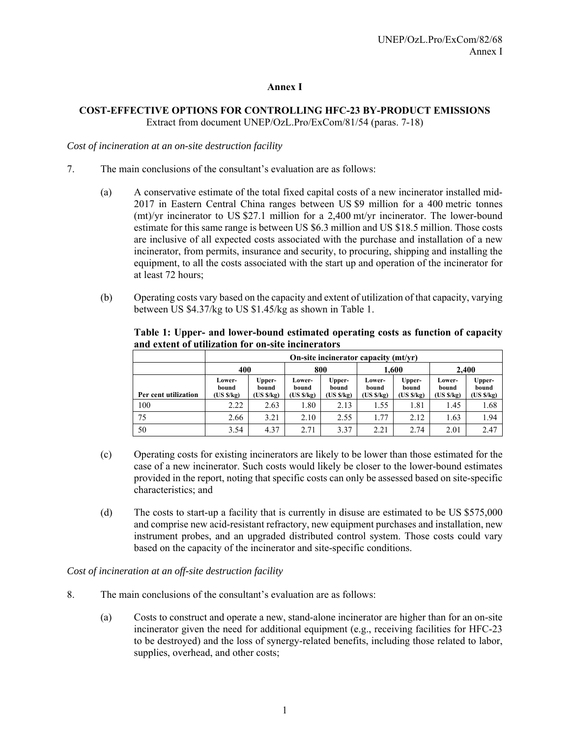# Annex I

## COST-EFFECTIVE OPTIONS FOR CONTROLLING HFC-23 BY-PRODUCT EMISSIONS

Extract from document UNEP/OzL.Pro/ExCom/81/54 (paras. 7-18)

*Cost of incineration at an on-site destruction facility*

7. The main conclusions of the consultant's evaluation are as follows:

   (a) A conservative estimate of the total fixed capital costs of a new incinerator installed mid-2017 in Eastern Central China ranges between US $9 million for a 400 metric tonnes (mt)/yr incinerator to US $27.1 million for a 2,400 mt/yr incinerator. The lower-bound estimate for this same range is between US $6.3 million and US $18.5 million. Those costs are inclusive of all expected costs associated with the purchase and installation of a new incinerator, from permits, insurance and security, to procuring, shipping and installing the equipment, to all the costs associated with the start up and operation of the incinerator for at least 72 hours;

   (b) Operating costs vary based on the capacity and extent of utilization of that capacity, varying between US $4.37/kg to US $1.45/kg as shown in Table 1.

**Table 1: Upper- and lower-bound estimated operating costs as function of capacity and extent of utilization for on-site incinerators**

| | On-site incinerator capacity (mt/yr) | | | | | | | |
|---|---|---|---|---|---|---|---|---|
| | 400 | | 800 | | 1,600 | | 2,400 | |
| Per cent utilization | Lower-bound (US $/kg) | Upper-bound (US $/kg) | Lower-bound (US $/kg) | Upper-bound (US $/kg) | Lower-bound (US $/kg) | Upper-bound (US $/kg) | Lower-bound (US $/kg) | Upper-bound (US $/kg) |
| 100 | 2.22 | 2.63 | 1.80 | 2.13 | 1.55 | 1.81 | 1.45 | 1.68 |
| 75 | 2.66 | 3.21 | 2.10 | 2.55 | 1.77 | 2.12 | 1.63 | 1.94 |
| 50 | 3.54 | 4.37 | 2.71 | 3.37 | 2.21 | 2.74 | 2.01 | 2.47 |

   (c) Operating costs for existing incinerators are likely to be lower than those estimated for the case of a new incinerator. Such costs would likely be closer to the lower-bound estimates provided in the report, noting that specific costs can only be assessed based on site-specific characteristics; and

   (d) The costs to start-up a facility that is currently in disuse are estimated to be US $575,000 and comprise new acid-resistant refractory, new equipment purchases and installation, new instrument probes, and an upgraded distributed control system. Those costs could vary based on the capacity of the incinerator and site-specific conditions.

*Cost of incineration at an off-site destruction facility*

8. The main conclusions of the consultant's evaluation are as follows:

   (a) Costs to construct and operate a new, stand-alone incinerator are higher than for an on-site incinerator given the need for additional equipment (e.g., receiving facilities for HFC-23 to be destroyed) and the loss of synergy-related benefits, including those related to labor, supplies, overhead, and other costs;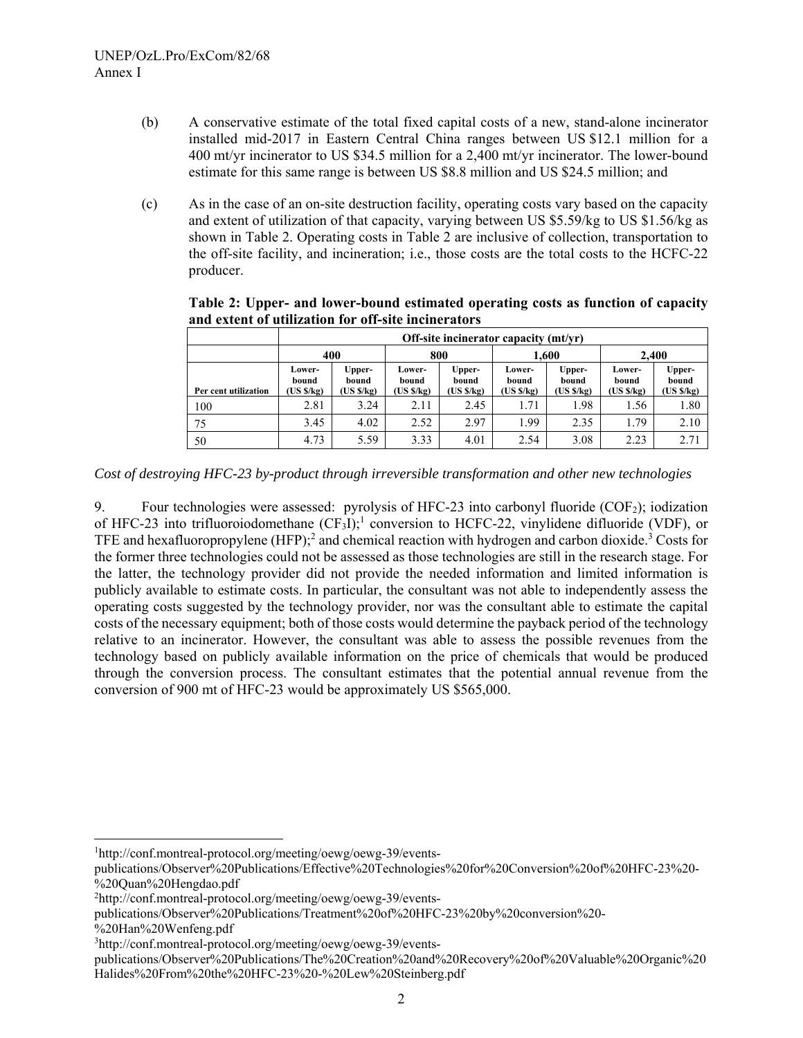(b) A conservative estimate of the total fixed capital costs of a new, stand-alone incinerator installed mid-2017 in Eastern Central China ranges between US $12.1 million for a 400 mt/yr incinerator to US $34.5 million for a 2,400 mt/yr incinerator. The lower-bound estimate for this same range is between US $8.8 million and US $24.5 million; and

(c) As in the case of an on-site destruction facility, operating costs vary based on the capacity and extent of utilization of that capacity, varying between US $5.59/kg to US $1.56/kg as shown in Table 2. Operating costs in Table 2 are inclusive of collection, transportation to the off-site facility, and incineration; i.e., those costs are the total costs to the HCFC-22 producer.

**Table 2: Upper- and lower-bound estimated operating costs as function of capacity and extent of utilization for off-site incinerators**

| | Off-site incinerator capacity (mt/yr) | | | | | | | |
|---|---|---|---|---|---|---|---|---|
| | 400 | | 800 | | 1,600 | | 2,400 | |
| Per cent utilization | Lower-bound (US $/kg) | Upper-bound (US $/kg) | Lower-bound (US $/kg) | Upper-bound (US $/kg) | Lower-bound (US $/kg) | Upper-bound (US $/kg) | Lower-bound (US $/kg) | Upper-bound (US $/kg) |
| 100 | 2.81 | 3.24 | 2.11 | 2.45 | 1.71 | 1.98 | 1.56 | 1.80 |
| 75 | 3.45 | 4.02 | 2.52 | 2.97 | 1.99 | 2.35 | 1.79 | 2.10 |
| 50 | 4.73 | 5.59 | 3.33 | 4.01 | 2.54 | 3.08 | 2.23 | 2.71 |

*Cost of destroying HFC-23 by-product through irreversible transformation and other new technologies*

9. Four technologies were assessed: pyrolysis of HFC-23 into carbonyl fluoride ($COF_2$); iodization of HFC-23 into trifluoroiodomethane ($CF_3I$);[1] conversion to HCFC-22, vinylidene difluoride (VDF), or TFE and hexafluoropropylene (HFP);[2] and chemical reaction with hydrogen and carbon dioxide.[3] Costs for the former three technologies could not be assessed as those technologies are still in the research stage. For the latter, the technology provider did not provide the needed information and limited information is publicly available to estimate costs. In particular, the consultant was not able to independently assess the operating costs suggested by the technology provider, nor was the consultant able to estimate the capital costs of the necessary equipment; both of those costs would determine the payback period of the technology relative to an incinerator. However, the consultant was able to assess the possible revenues from the technology based on publicly available information on the price of chemicals that would be produced through the conversion process. The consultant estimates that the potential annual revenue from the conversion of 900 mt of HFC-23 would be approximately US $565,000.

---

[1] http://conf.montreal-protocol.org/meeting/oewg/oewg-39/events-publications/Observer%20Publications/Effective%20Technologies%20for%20Conversion%20of%20HFC-23%20-%20Quan%20Hengdao.pdf

[2] http://conf.montreal-protocol.org/meeting/oewg/oewg-39/events-publications/Observer%20Publications/Treatment%20of%20HFC-23%20by%20conversion%20-%20Han%20Wenfeng.pdf

[3] http://conf.montreal-protocol.org/meeting/oewg/oewg-39/events-publications/Observer%20Publications/The%20Creation%20and%20Recovery%20of%20Valuable%20Organic%20Halides%20From%20the%20HFC-23%20-%20Lew%20Steinberg.pdf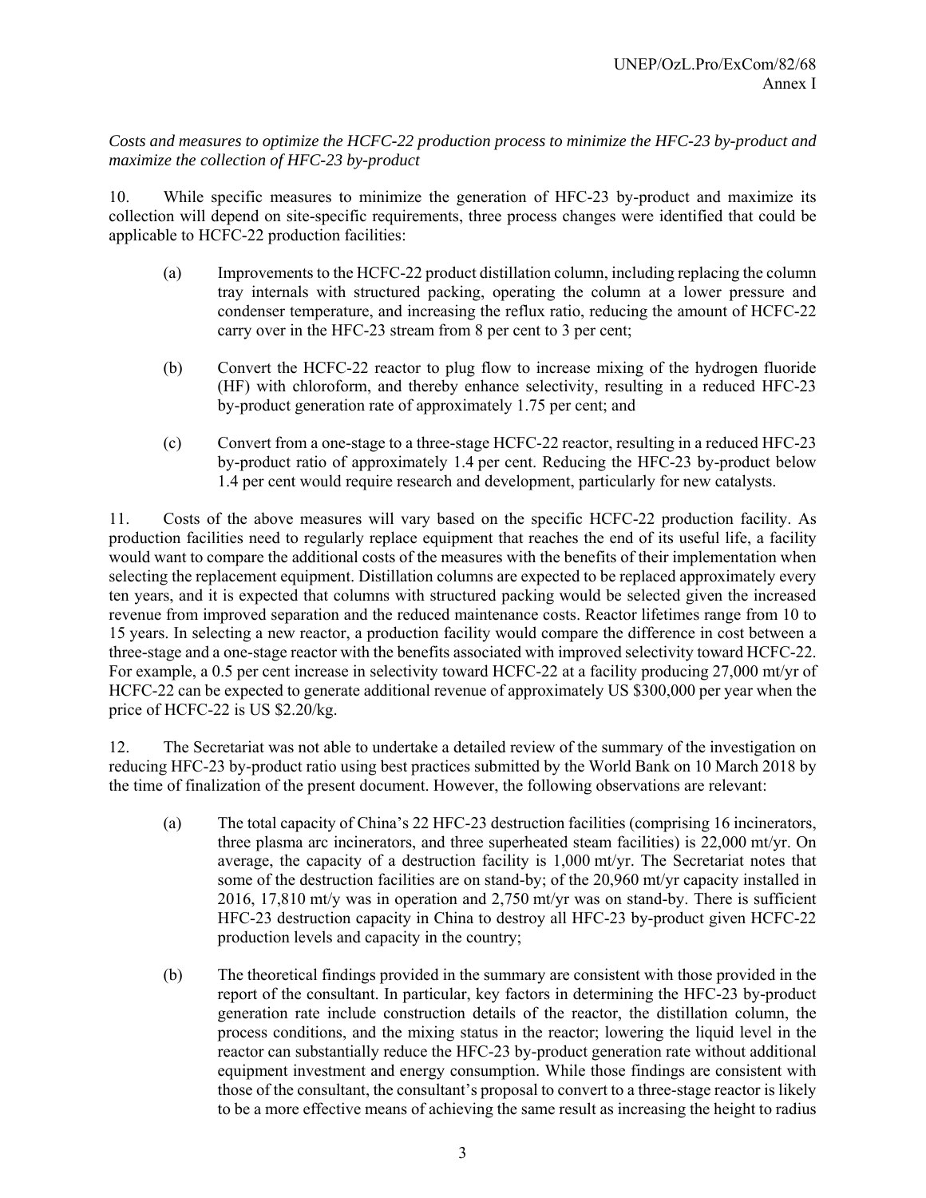*Costs and measures to optimize the HCFC-22 production process to minimize the HFC-23 by-product and maximize the collection of HFC-23 by-product*

10. While specific measures to minimize the generation of HFC-23 by-product and maximize its collection will depend on site-specific requirements, three process changes were identified that could be applicable to HCFC-22 production facilities:

(a) Improvements to the HCFC-22 product distillation column, including replacing the column tray internals with structured packing, operating the column at a lower pressure and condenser temperature, and increasing the reflux ratio, reducing the amount of HCFC-22 carry over in the HFC-23 stream from 8 per cent to 3 per cent;

(b) Convert the HCFC-22 reactor to plug flow to increase mixing of the hydrogen fluoride (HF) with chloroform, and thereby enhance selectivity, resulting in a reduced HFC-23 by-product generation rate of approximately 1.75 per cent; and

(c) Convert from a one-stage to a three-stage HCFC-22 reactor, resulting in a reduced HFC-23 by-product ratio of approximately 1.4 per cent. Reducing the HFC-23 by-product below 1.4 per cent would require research and development, particularly for new catalysts.

11. Costs of the above measures will vary based on the specific HCFC-22 production facility. As production facilities need to regularly replace equipment that reaches the end of its useful life, a facility would want to compare the additional costs of the measures with the benefits of their implementation when selecting the replacement equipment. Distillation columns are expected to be replaced approximately every ten years, and it is expected that columns with structured packing would be selected given the increased revenue from improved separation and the reduced maintenance costs. Reactor lifetimes range from 10 to 15 years. In selecting a new reactor, a production facility would compare the difference in cost between a three-stage and a one-stage reactor with the benefits associated with improved selectivity toward HCFC-22. For example, a 0.5 per cent increase in selectivity toward HCFC-22 at a facility producing 27,000 mt/yr of HCFC-22 can be expected to generate additional revenue of approximately US $300,000 per year when the price of HCFC-22 is US $2.20/kg.

12. The Secretariat was not able to undertake a detailed review of the summary of the investigation on reducing HFC-23 by-product ratio using best practices submitted by the World Bank on 10 March 2018 by the time of finalization of the present document. However, the following observations are relevant:

(a) The total capacity of China's 22 HFC-23 destruction facilities (comprising 16 incinerators, three plasma arc incinerators, and three superheated steam facilities) is 22,000 mt/yr. On average, the capacity of a destruction facility is 1,000 mt/yr. The Secretariat notes that some of the destruction facilities are on stand-by; of the 20,960 mt/yr capacity installed in 2016, 17,810 mt/y was in operation and 2,750 mt/yr was on stand-by. There is sufficient HFC-23 destruction capacity in China to destroy all HFC-23 by-product given HCFC-22 production levels and capacity in the country;

(b) The theoretical findings provided in the summary are consistent with those provided in the report of the consultant. In particular, key factors in determining the HFC-23 by-product generation rate include construction details of the reactor, the distillation column, the process conditions, and the mixing status in the reactor; lowering the liquid level in the reactor can substantially reduce the HFC-23 by-product generation rate without additional equipment investment and energy consumption. While those findings are consistent with those of the consultant, the consultant's proposal to convert to a three-stage reactor is likely to be a more effective means of achieving the same result as increasing the height to radius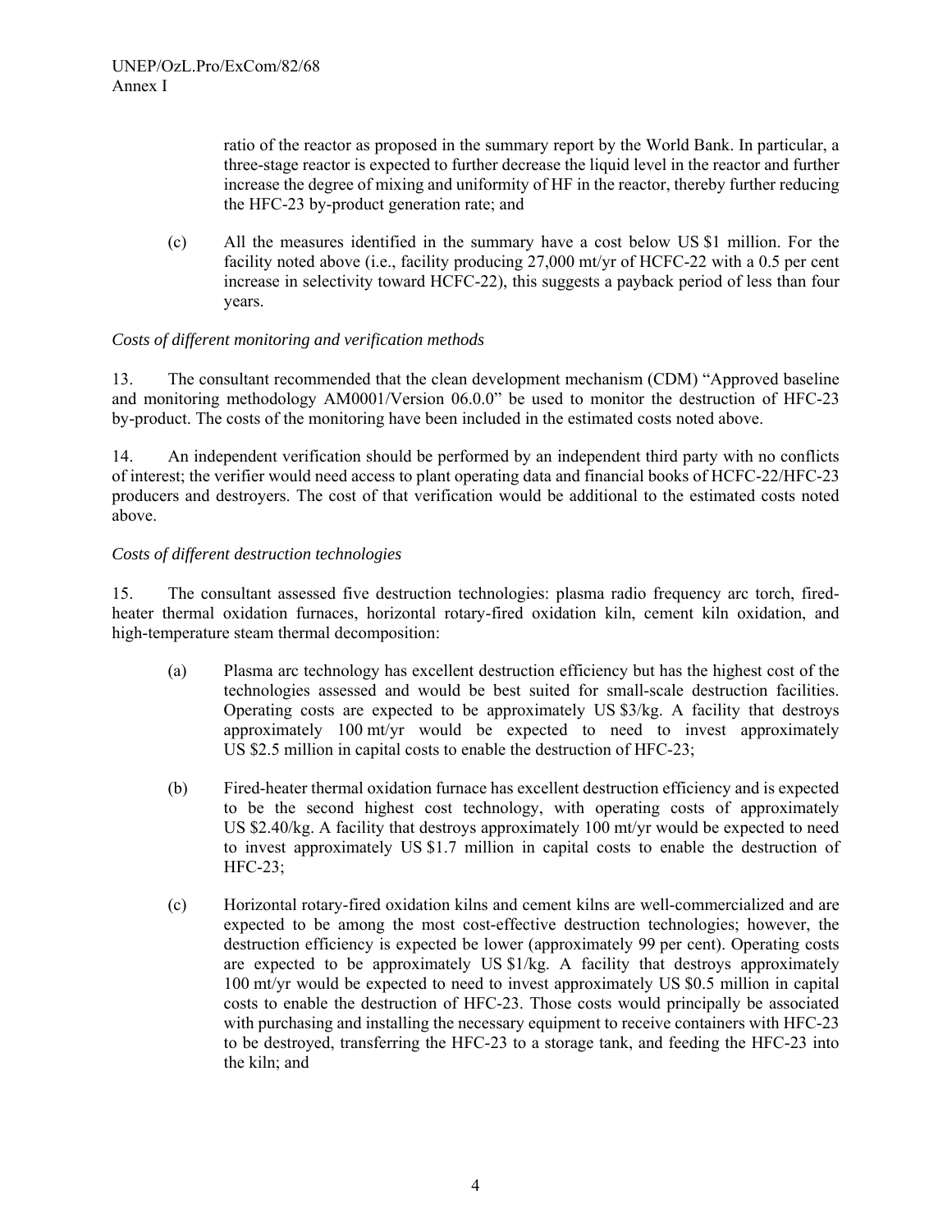ratio of the reactor as proposed in the summary report by the World Bank. In particular, a three-stage reactor is expected to further decrease the liquid level in the reactor and further increase the degree of mixing and uniformity of HF in the reactor, thereby further reducing the HFC-23 by-product generation rate; and

(c) All the measures identified in the summary have a cost below US $1 million. For the facility noted above (i.e., facility producing 27,000 mt/yr of HCFC-22 with a 0.5 per cent increase in selectivity toward HCFC-22), this suggests a payback period of less than four years.

*Costs of different monitoring and verification methods*

13. The consultant recommended that the clean development mechanism (CDM) "Approved baseline and monitoring methodology AM0001/Version 06.0.0" be used to monitor the destruction of HFC-23 by-product. The costs of the monitoring have been included in the estimated costs noted above.

14. An independent verification should be performed by an independent third party with no conflicts of interest; the verifier would need access to plant operating data and financial books of HCFC-22/HFC-23 producers and destroyers. The cost of that verification would be additional to the estimated costs noted above.

*Costs of different destruction technologies*

15. The consultant assessed five destruction technologies: plasma radio frequency arc torch, fired-heater thermal oxidation furnaces, horizontal rotary-fired oxidation kiln, cement kiln oxidation, and high-temperature steam thermal decomposition:

(a) Plasma arc technology has excellent destruction efficiency but has the highest cost of the technologies assessed and would be best suited for small-scale destruction facilities. Operating costs are expected to be approximately US $3/kg. A facility that destroys approximately 100 mt/yr would be expected to need to invest approximately US $2.5 million in capital costs to enable the destruction of HFC-23;

(b) Fired-heater thermal oxidation furnace has excellent destruction efficiency and is expected to be the second highest cost technology, with operating costs of approximately US $2.40/kg. A facility that destroys approximately 100 mt/yr would be expected to need to invest approximately US $1.7 million in capital costs to enable the destruction of HFC-23;

(c) Horizontal rotary-fired oxidation kilns and cement kilns are well-commercialized and are expected to be among the most cost-effective destruction technologies; however, the destruction efficiency is expected be lower (approximately 99 per cent). Operating costs are expected to be approximately US $1/kg. A facility that destroys approximately 100 mt/yr would be expected to need to invest approximately US $0.5 million in capital costs to enable the destruction of HFC-23. Those costs would principally be associated with purchasing and installing the necessary equipment to receive containers with HFC-23 to be destroyed, transferring the HFC-23 to a storage tank, and feeding the HFC-23 into the kiln; and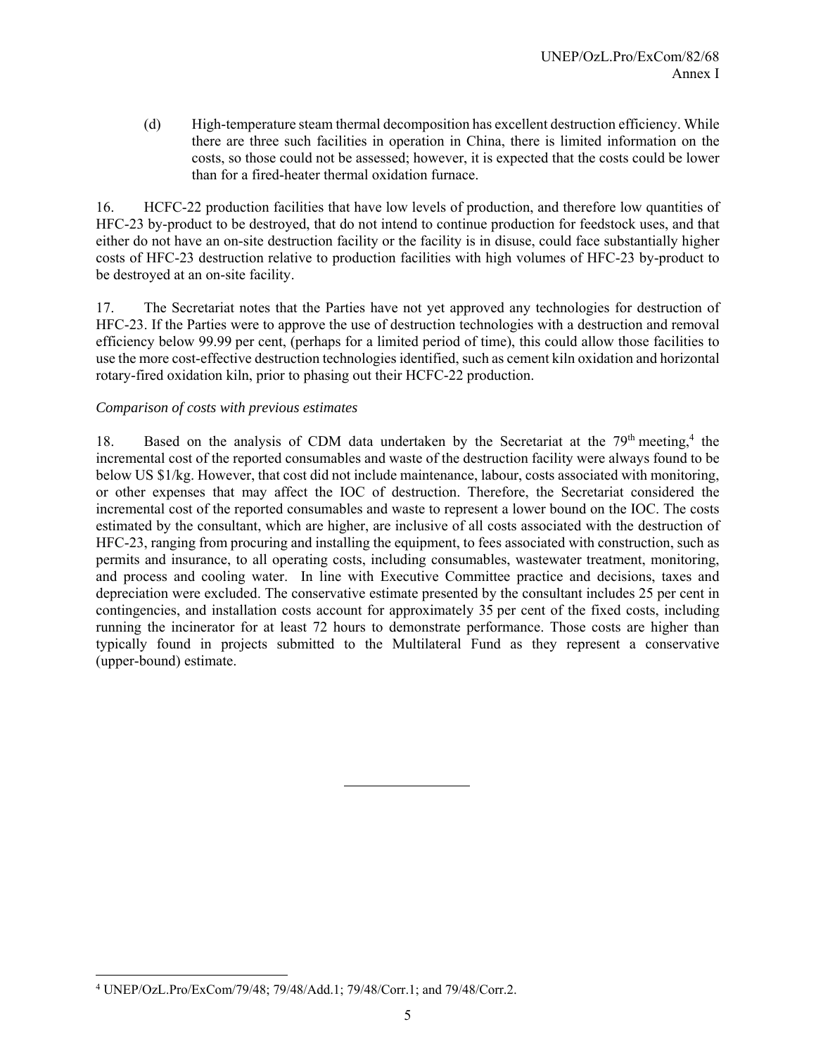(d) High-temperature steam thermal decomposition has excellent destruction efficiency. While there are three such facilities in operation in China, there is limited information on the costs, so those could not be assessed; however, it is expected that the costs could be lower than for a fired-heater thermal oxidation furnace.

16. HCFC-22 production facilities that have low levels of production, and therefore low quantities of HFC-23 by-product to be destroyed, that do not intend to continue production for feedstock uses, and that either do not have an on-site destruction facility or the facility is in disuse, could face substantially higher costs of HFC-23 destruction relative to production facilities with high volumes of HFC-23 by-product to be destroyed at an on-site facility.

17. The Secretariat notes that the Parties have not yet approved any technologies for destruction of HFC-23. If the Parties were to approve the use of destruction technologies with a destruction and removal efficiency below 99.99 per cent, (perhaps for a limited period of time), this could allow those facilities to use the more cost-effective destruction technologies identified, such as cement kiln oxidation and horizontal rotary-fired oxidation kiln, prior to phasing out their HCFC-22 production.

*Comparison of costs with previous estimates*

18. Based on the analysis of CDM data undertaken by the Secretariat at the 79th meeting,[4] the incremental cost of the reported consumables and waste of the destruction facility were always found to be below US $1/kg. However, that cost did not include maintenance, labour, costs associated with monitoring, or other expenses that may affect the IOC of destruction. Therefore, the Secretariat considered the incremental cost of the reported consumables and waste to represent a lower bound on the IOC. The costs estimated by the consultant, which are higher, are inclusive of all costs associated with the destruction of HFC-23, ranging from procuring and installing the equipment, to fees associated with construction, such as permits and insurance, to all operating costs, including consumables, wastewater treatment, monitoring, and process and cooling water. In line with Executive Committee practice and decisions, taxes and depreciation were excluded. The conservative estimate presented by the consultant includes 25 per cent in contingencies, and installation costs account for approximately 35 per cent of the fixed costs, including running the incinerator for at least 72 hours to demonstrate performance. Those costs are higher than typically found in projects submitted to the Multilateral Fund as they represent a conservative (upper-bound) estimate.

---

[4] UNEP/OzL.Pro/ExCom/79/48; 79/48/Add.1; 79/48/Corr.1; and 79/48/Corr.2.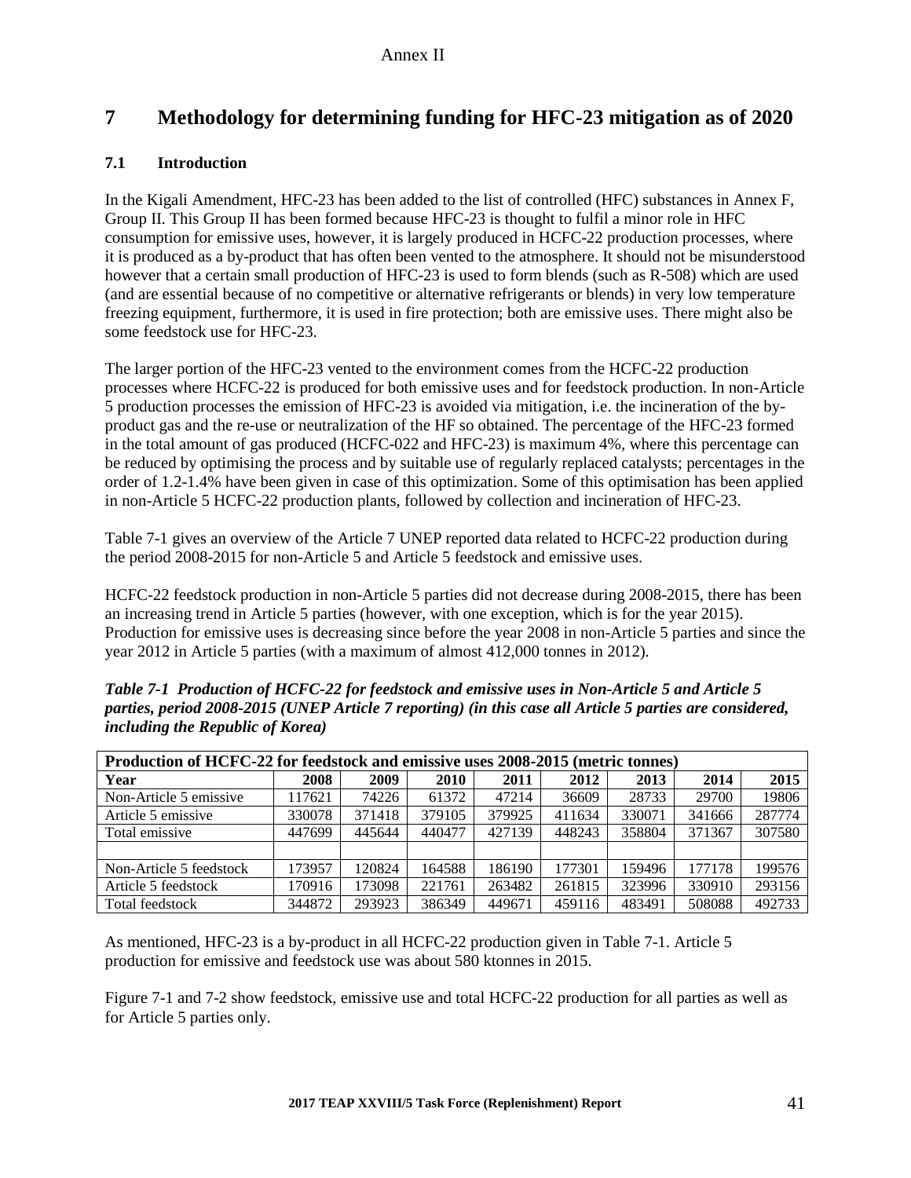Annex II

# 7 Methodology for determining funding for HFC-23 mitigation as of 2020

## 7.1 Introduction

In the Kigali Amendment, HFC-23 has been added to the list of controlled (HFC) substances in Annex F, Group II. This Group II has been formed because HFC-23 is thought to fulfil a minor role in HFC consumption for emissive uses, however, it is largely produced in HCFC-22 production processes, where it is produced as a by-product that has often been vented to the atmosphere. It should not be misunderstood however that a certain small production of HFC-23 is used to form blends (such as R-508) which are used (and are essential because of no competitive or alternative refrigerants or blends) in very low temperature freezing equipment, furthermore, it is used in fire protection; both are emissive uses. There might also be some feedstock use for HFC-23.

The larger portion of the HFC-23 vented to the environment comes from the HCFC-22 production processes where HCFC-22 is produced for both emissive uses and for feedstock production. In non-Article 5 production processes the emission of HFC-23 is avoided via mitigation, i.e. the incineration of the by-product gas and the re-use or neutralization of the HF so obtained. The percentage of the HFC-23 formed in the total amount of gas produced (HCFC-022 and HFC-23) is maximum 4%, where this percentage can be reduced by optimising the process and by suitable use of regularly replaced catalysts; percentages in the order of 1.2-1.4% have been given in case of this optimization. Some of this optimisation has been applied in non-Article 5 HCFC-22 production plants, followed by collection and incineration of HFC-23.

Table 7-1 gives an overview of the Article 7 UNEP reported data related to HCFC-22 production during the period 2008-2015 for non-Article 5 and Article 5 feedstock and emissive uses.

HCFC-22 feedstock production in non-Article 5 parties did not decrease during 2008-2015, there has been an increasing trend in Article 5 parties (however, with one exception, which is for the year 2015). Production for emissive uses is decreasing since before the year 2008 in non-Article 5 parties and since the year 2012 in Article 5 parties (with a maximum of almost 412,000 tonnes in 2012).

***Table 7-1 Production of HCFC-22 for feedstock and emissive uses in Non-Article 5 and Article 5 parties, period 2008-2015 (UNEP Article 7 reporting) (in this case all Article 5 parties are considered, including the Republic of Korea)***

| **Production of HCFC-22 for feedstock and emissive uses 2008-2015 (metric tonnes)** | | | | | | | | |
|---|---|---|---|---|---|---|---|---|
| **Year** | **2008** | **2009** | **2010** | **2011** | **2012** | **2013** | **2014** | **2015** |
| Non-Article 5 emissive | 117621 | 74226 | 61372 | 47214 | 36609 | 28733 | 29700 | 19806 |
| Article 5 emissive | 330078 | 371418 | 379105 | 379925 | 411634 | 330071 | 341666 | 287774 |
| Total emissive | 447699 | 445644 | 440477 | 427139 | 448243 | 358804 | 371367 | 307580 |
| | | | | | | | | |
| Non-Article 5 feedstock | 173957 | 120824 | 164588 | 186190 | 177301 | 159496 | 177178 | 199576 |
| Article 5 feedstock | 170916 | 173098 | 221761 | 263482 | 261815 | 323996 | 330910 | 293156 |
| Total feedstock | 344872 | 293923 | 386349 | 449671 | 459116 | 483491 | 508088 | 492733 |

As mentioned, HFC-23 is a by-product in all HCFC-22 production given in Table 7-1. Article 5 production for emissive and feedstock use was about 580 ktonnes in 2015.

Figure 7-1 and 7-2 show feedstock, emissive use and total HCFC-22 production for all parties as well as for Article 5 parties only.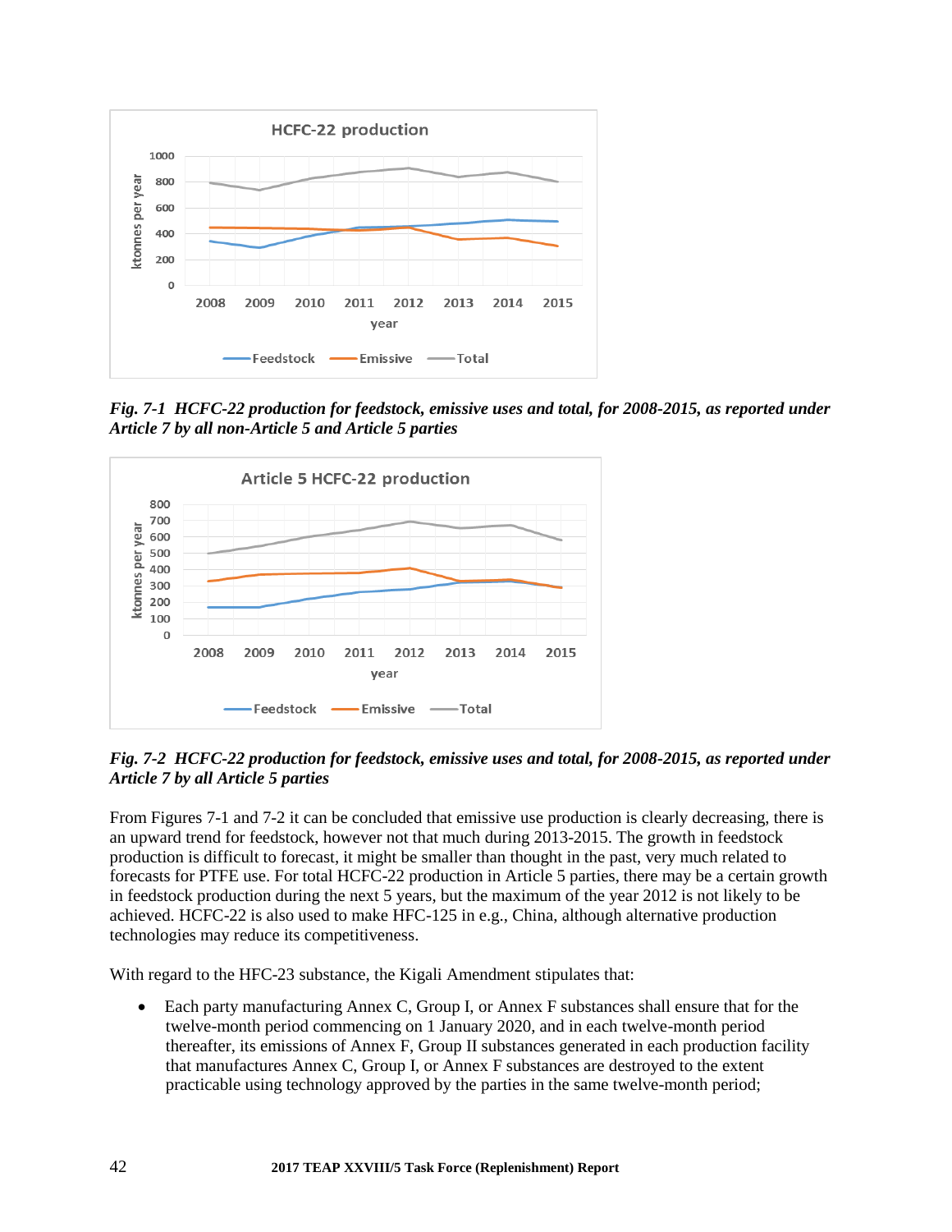*Fig. 7-1 HCFC-22 production for feedstock, emissive uses and total, for 2008-2015, as reported under Article 7 by all non-Article 5 and Article 5 parties*

*Fig. 7-2 HCFC-22 production for feedstock, emissive uses and total, for 2008-2015, as reported under Article 7 by all Article 5 parties*

From Figures 7-1 and 7-2 it can be concluded that emissive use production is clearly decreasing, there is an upward trend for feedstock, however not that much during 2013-2015. The growth in feedstock production is difficult to forecast, it might be smaller than thought in the past, very much related to forecasts for PTFE use. For total HCFC-22 production in Article 5 parties, there may be a certain growth in feedstock production during the next 5 years, but the maximum of the year 2012 is not likely to be achieved. HCFC-22 is also used to make HFC-125 in e.g., China, although alternative production technologies may reduce its competitiveness.

With regard to the HFC-23 substance, the Kigali Amendment stipulates that:

- Each party manufacturing Annex C, Group I, or Annex F substances shall ensure that for the twelve-month period commencing on 1 January 2020, and in each twelve-month period thereafter, its emissions of Annex F, Group II substances generated in each production facility that manufactures Annex C, Group I, or Annex F substances are destroyed to the extent practicable using technology approved by the parties in the same twelve-month period;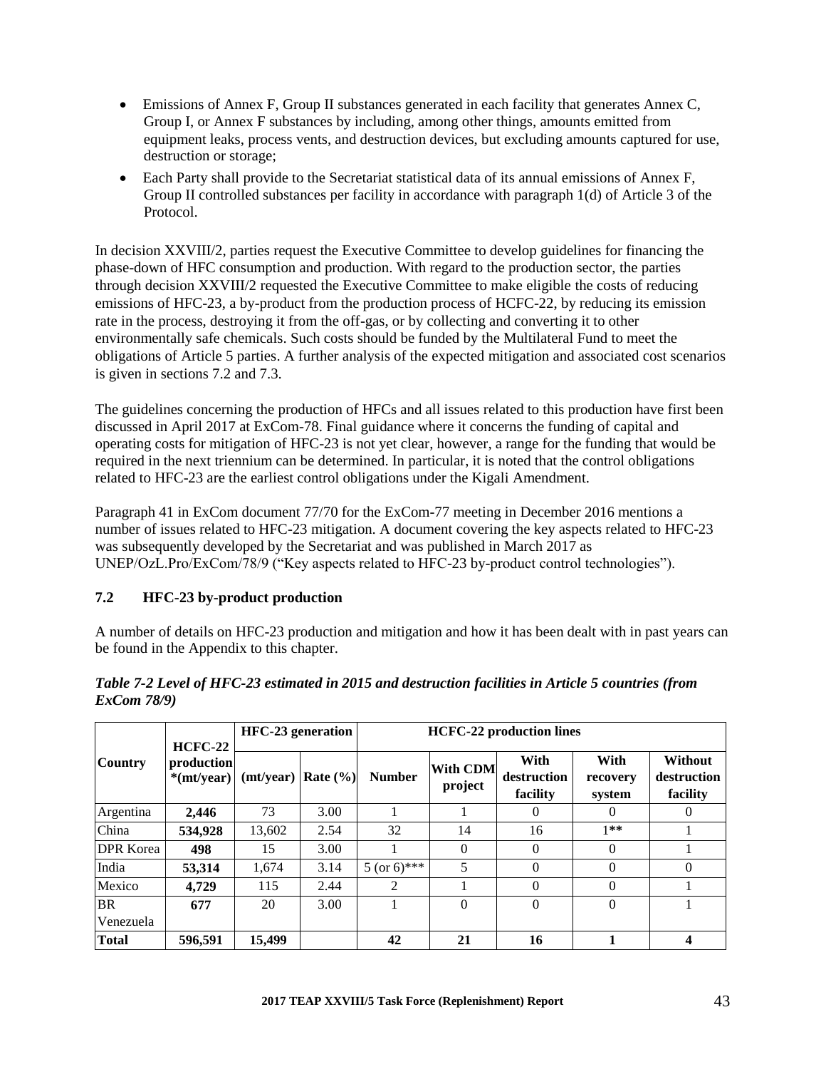- Emissions of Annex F, Group II substances generated in each facility that generates Annex C, Group I, or Annex F substances by including, among other things, amounts emitted from equipment leaks, process vents, and destruction devices, but excluding amounts captured for use, destruction or storage;
- Each Party shall provide to the Secretariat statistical data of its annual emissions of Annex F, Group II controlled substances per facility in accordance with paragraph 1(d) of Article 3 of the Protocol.

In decision XXVIII/2, parties request the Executive Committee to develop guidelines for financing the phase-down of HFC consumption and production. With regard to the production sector, the parties through decision XXVIII/2 requested the Executive Committee to make eligible the costs of reducing emissions of HFC-23, a by-product from the production process of HCFC-22, by reducing its emission rate in the process, destroying it from the off-gas, or by collecting and converting it to other environmentally safe chemicals. Such costs should be funded by the Multilateral Fund to meet the obligations of Article 5 parties. A further analysis of the expected mitigation and associated cost scenarios is given in sections 7.2 and 7.3.

The guidelines concerning the production of HFCs and all issues related to this production have first been discussed in April 2017 at ExCom-78. Final guidance where it concerns the funding of capital and operating costs for mitigation of HFC-23 is not yet clear, however, a range for the funding that would be required in the next triennium can be determined. In particular, it is noted that the control obligations related to HFC-23 are the earliest control obligations under the Kigali Amendment.

Paragraph 41 in ExCom document 77/70 for the ExCom-77 meeting in December 2016 mentions a number of issues related to HFC-23 mitigation. A document covering the key aspects related to HFC-23 was subsequently developed by the Secretariat and was published in March 2017 as UNEP/OzL.Pro/ExCom/78/9 ("Key aspects related to HFC-23 by-product control technologies").

### 7.2 HFC-23 by-product production

A number of details on HFC-23 production and mitigation and how it has been dealt with in past years can be found in the Appendix to this chapter.

*Table 7-2 Level of HFC-23 estimated in 2015 and destruction facilities in Article 5 countries (from ExCom 78/9)*

| Country | HCFC-22 production *(mt/year) | HFC-23 generation | | HCFC-22 production lines | | | | |
|---|---|---|---|---|---|---|---|---|
| | | (mt/year) | Rate (%) | Number | With CDM project | With destruction facility | With recovery system | Without destruction facility |
| Argentina | **2,446** | 73 | 3.00 | 1 | 1 | 0 | 0 | 0 |
| China | **534,928** | 13,602 | 2.54 | 32 | 14 | 16 | 1** | 1 |
| DPR Korea | **498** | 15 | 3.00 | 1 | 0 | 0 | 0 | 1 |
| India | **53,314** | 1,674 | 3.14 | 5 (or 6)*** | 5 | 0 | 0 | 0 |
| Mexico | **4,729** | 115 | 2.44 | 2 | 1 | 0 | 0 | 1 |
| BR Venezuela | **677** | 20 | 3.00 | 1 | 0 | 0 | 0 | 1 |
| **Total** | **596,591** | **15,499** | | **42** | **21** | **16** | **1** | **4** |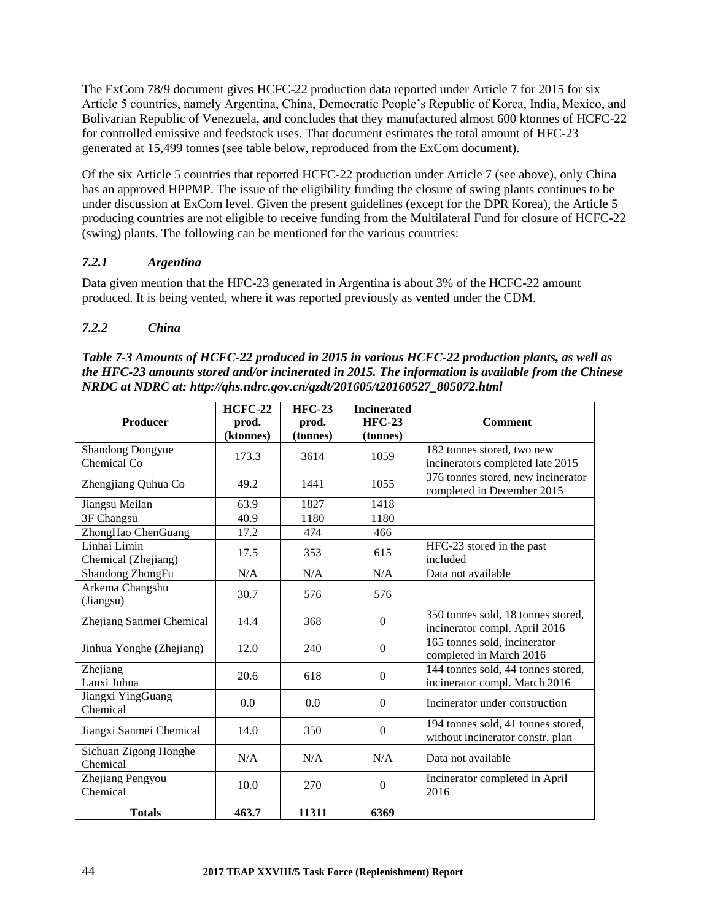The ExCom 78/9 document gives HCFC-22 production data reported under Article 7 for 2015 for six Article 5 countries, namely Argentina, China, Democratic People's Republic of Korea, India, Mexico, and Bolivarian Republic of Venezuela, and concludes that they manufactured almost 600 ktonnes of HCFC-22 for controlled emissive and feedstock uses. That document estimates the total amount of HFC-23 generated at 15,499 tonnes (see table below, reproduced from the ExCom document).

Of the six Article 5 countries that reported HCFC-22 production under Article 7 (see above), only China has an approved HPPMP. The issue of the eligibility funding the closure of swing plants continues to be under discussion at ExCom level. Given the present guidelines (except for the DPR Korea), the Article 5 producing countries are not eligible to receive funding from the Multilateral Fund for closure of HCFC-22 (swing) plants. The following can be mentioned for the various countries:

### *7.2.1 Argentina*

Data given mention that the HFC-23 generated in Argentina is about 3% of the HCFC-22 amount produced. It is being vented, where it was reported previously as vented under the CDM.

### *7.2.2 China*

***Table 7-3 Amounts of HCFC-22 produced in 2015 in various HCFC-22 production plants, as well as the HFC-23 amounts stored and/or incinerated in 2015. The information is available from the Chinese NRDC at NDRC at: http://qhs.ndrc.gov.cn/gzdt/201605/t20160527_805072.html***

| Producer | HCFC-22 prod. (ktonnes) | HFC-23 prod. (tonnes) | Incinerated HFC-23 (tonnes) | Comment |
|---|---|---|---|---|
| Shandong Dongyue Chemical Co | 173.3 | 3614 | 1059 | 182 tonnes stored, two new incinerators completed late 2015 |
| Zhengjiang Quhua Co | 49.2 | 1441 | 1055 | 376 tonnes stored, new incinerator completed in December 2015 |
| Jiangsu Meilan | 63.9 | 1827 | 1418 | |
| 3F Changsu | 40.9 | 1180 | 1180 | |
| ZhongHao ChenGuang | 17.2 | 474 | 466 | |
| Linhai Limin Chemical (Zhejiang) | 17.5 | 353 | 615 | HFC-23 stored in the past included |
| Shandong ZhongFu | N/A | N/A | N/A | Data not available |
| Arkema Changshu (Jiangsu) | 30.7 | 576 | 576 | |
| Zhejiang Sanmei Chemical | 14.4 | 368 | 0 | 350 tonnes sold, 18 tonnes stored, incinerator compl. April 2016 |
| Jinhua Yonghe (Zhejiang) | 12.0 | 240 | 0 | 165 tonnes sold, incinerator completed in March 2016 |
| Zhejiang Lanxi Juhua | 20.6 | 618 | 0 | 144 tonnes sold, 44 tonnes stored, incinerator compl. March 2016 |
| Jiangxi YingGuang Chemical | 0.0 | 0.0 | 0 | Incinerator under construction |
| Jiangxi Sanmei Chemical | 14.0 | 350 | 0 | 194 tonnes sold, 41 tonnes stored, without incinerator constr. plan |
| Sichuan Zigong Honghe Chemical | N/A | N/A | N/A | Data not available |
| Zhejiang Pengyou Chemical | 10.0 | 270 | 0 | Incinerator completed in April 2016 |
| **Totals** | **463.7** | **11311** | **6369** | |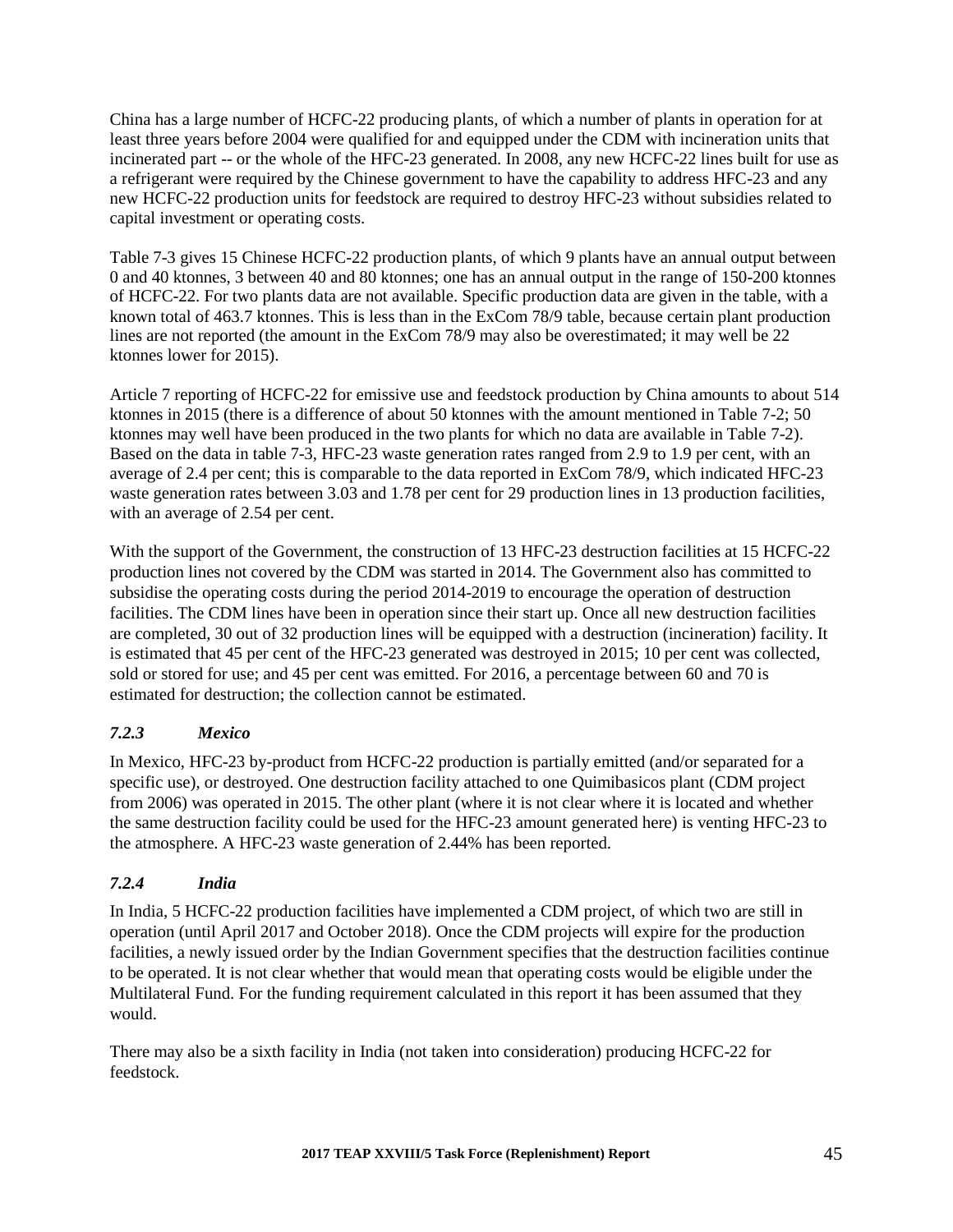China has a large number of HCFC-22 producing plants, of which a number of plants in operation for at least three years before 2004 were qualified for and equipped under the CDM with incineration units that incinerated part -- or the whole of the HFC-23 generated. In 2008, any new HCFC-22 lines built for use as a refrigerant were required by the Chinese government to have the capability to address HFC-23 and any new HCFC-22 production units for feedstock are required to destroy HFC-23 without subsidies related to capital investment or operating costs.

Table 7-3 gives 15 Chinese HCFC-22 production plants, of which 9 plants have an annual output between 0 and 40 ktonnes, 3 between 40 and 80 ktonnes; one has an annual output in the range of 150-200 ktonnes of HCFC-22. For two plants data are not available. Specific production data are given in the table, with a known total of 463.7 ktonnes. This is less than in the ExCom 78/9 table, because certain plant production lines are not reported (the amount in the ExCom 78/9 may also be overestimated; it may well be 22 ktonnes lower for 2015).

Article 7 reporting of HCFC-22 for emissive use and feedstock production by China amounts to about 514 ktonnes in 2015 (there is a difference of about 50 ktonnes with the amount mentioned in Table 7-2; 50 ktonnes may well have been produced in the two plants for which no data are available in Table 7-2). Based on the data in table 7-3, HFC-23 waste generation rates ranged from 2.9 to 1.9 per cent, with an average of 2.4 per cent; this is comparable to the data reported in ExCom 78/9, which indicated HFC-23 waste generation rates between 3.03 and 1.78 per cent for 29 production lines in 13 production facilities, with an average of 2.54 per cent.

With the support of the Government, the construction of 13 HFC-23 destruction facilities at 15 HCFC-22 production lines not covered by the CDM was started in 2014. The Government also has committed to subsidise the operating costs during the period 2014-2019 to encourage the operation of destruction facilities. The CDM lines have been in operation since their start up. Once all new destruction facilities are completed, 30 out of 32 production lines will be equipped with a destruction (incineration) facility. It is estimated that 45 per cent of the HFC-23 generated was destroyed in 2015; 10 per cent was collected, sold or stored for use; and 45 per cent was emitted. For 2016, a percentage between 60 and 70 is estimated for destruction; the collection cannot be estimated.

### *7.2.3 Mexico*

In Mexico, HFC-23 by-product from HCFC-22 production is partially emitted (and/or separated for a specific use), or destroyed. One destruction facility attached to one Quimibasicos plant (CDM project from 2006) was operated in 2015. The other plant (where it is not clear where it is located and whether the same destruction facility could be used for the HFC-23 amount generated here) is venting HFC-23 to the atmosphere. A HFC-23 waste generation of 2.44% has been reported.

### *7.2.4 India*

In India, 5 HCFC-22 production facilities have implemented a CDM project, of which two are still in operation (until April 2017 and October 2018). Once the CDM projects will expire for the production facilities, a newly issued order by the Indian Government specifies that the destruction facilities continue to be operated. It is not clear whether that would mean that operating costs would be eligible under the Multilateral Fund. For the funding requirement calculated in this report it has been assumed that they would.

There may also be a sixth facility in India (not taken into consideration) producing HCFC-22 for feedstock.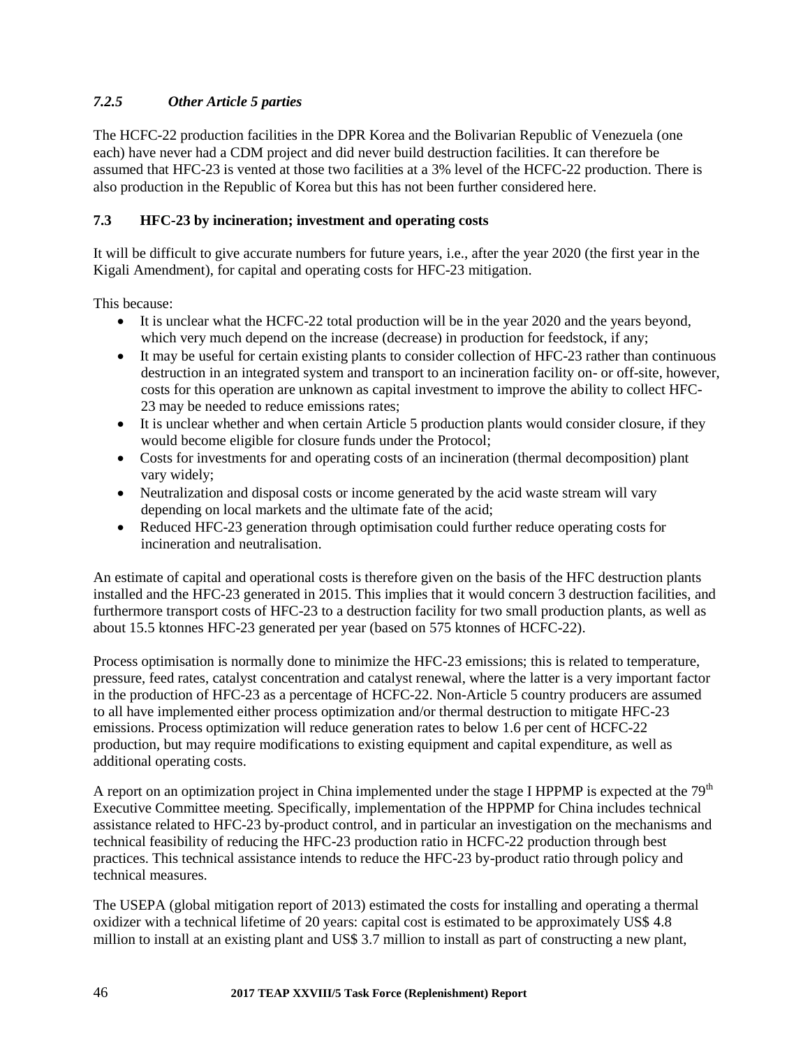### *7.2.5 Other Article 5 parties*

The HCFC-22 production facilities in the DPR Korea and the Bolivarian Republic of Venezuela (one each) have never had a CDM project and did never build destruction facilities. It can therefore be assumed that HFC-23 is vented at those two facilities at a 3% level of the HCFC-22 production. There is also production in the Republic of Korea but this has not been further considered here.

### 7.3 HFC-23 by incineration; investment and operating costs

It will be difficult to give accurate numbers for future years, i.e., after the year 2020 (the first year in the Kigali Amendment), for capital and operating costs for HFC-23 mitigation.

This because:

- It is unclear what the HCFC-22 total production will be in the year 2020 and the years beyond, which very much depend on the increase (decrease) in production for feedstock, if any;
- It may be useful for certain existing plants to consider collection of HFC-23 rather than continuous destruction in an integrated system and transport to an incineration facility on- or off-site, however, costs for this operation are unknown as capital investment to improve the ability to collect HFC-23 may be needed to reduce emissions rates;
- It is unclear whether and when certain Article 5 production plants would consider closure, if they would become eligible for closure funds under the Protocol;
- Costs for investments for and operating costs of an incineration (thermal decomposition) plant vary widely;
- Neutralization and disposal costs or income generated by the acid waste stream will vary depending on local markets and the ultimate fate of the acid;
- Reduced HFC-23 generation through optimisation could further reduce operating costs for incineration and neutralisation.

An estimate of capital and operational costs is therefore given on the basis of the HFC destruction plants installed and the HFC-23 generated in 2015. This implies that it would concern 3 destruction facilities, and furthermore transport costs of HFC-23 to a destruction facility for two small production plants, as well as about 15.5 ktonnes HFC-23 generated per year (based on 575 ktonnes of HCFC-22).

Process optimisation is normally done to minimize the HFC-23 emissions; this is related to temperature, pressure, feed rates, catalyst concentration and catalyst renewal, where the latter is a very important factor in the production of HFC-23 as a percentage of HCFC-22. Non-Article 5 country producers are assumed to all have implemented either process optimization and/or thermal destruction to mitigate HFC-23 emissions. Process optimization will reduce generation rates to below 1.6 per cent of HCFC-22 production, but may require modifications to existing equipment and capital expenditure, as well as additional operating costs.

A report on an optimization project in China implemented under the stage I HPPMP is expected at the 79th Executive Committee meeting. Specifically, implementation of the HPPMP for China includes technical assistance related to HFC-23 by-product control, and in particular an investigation on the mechanisms and technical feasibility of reducing the HFC-23 production ratio in HCFC-22 production through best practices. This technical assistance intends to reduce the HFC-23 by-product ratio through policy and technical measures.

The USEPA (global mitigation report of 2013) estimated the costs for installing and operating a thermal oxidizer with a technical lifetime of 20 years: capital cost is estimated to be approximately US$ 4.8 million to install at an existing plant and US$ 3.7 million to install as part of constructing a new plant,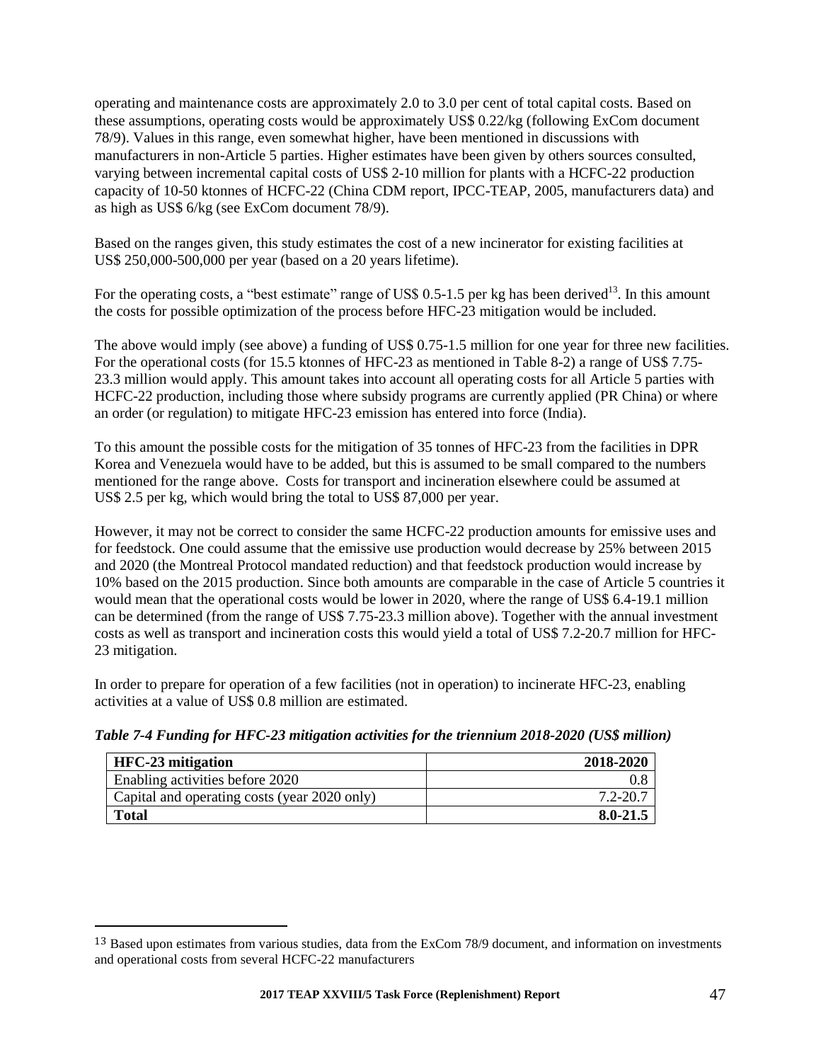operating and maintenance costs are approximately 2.0 to 3.0 per cent of total capital costs. Based on these assumptions, operating costs would be approximately US$ 0.22/kg (following ExCom document 78/9). Values in this range, even somewhat higher, have been mentioned in discussions with manufacturers in non-Article 5 parties. Higher estimates have been given by others sources consulted, varying between incremental capital costs of US$ 2-10 million for plants with a HCFC-22 production capacity of 10-50 ktonnes of HCFC-22 (China CDM report, IPCC-TEAP, 2005, manufacturers data) and as high as US$ 6/kg (see ExCom document 78/9).

Based on the ranges given, this study estimates the cost of a new incinerator for existing facilities at US$ 250,000-500,000 per year (based on a 20 years lifetime).

For the operating costs, a "best estimate" range of US$ 0.5-1.5 per kg has been derived[13]. In this amount the costs for possible optimization of the process before HFC-23 mitigation would be included.

The above would imply (see above) a funding of US$ 0.75-1.5 million for one year for three new facilities. For the operational costs (for 15.5 ktonnes of HFC-23 as mentioned in Table 8-2) a range of US$ 7.75-23.3 million would apply. This amount takes into account all operating costs for all Article 5 parties with HCFC-22 production, including those where subsidy programs are currently applied (PR China) or where an order (or regulation) to mitigate HFC-23 emission has entered into force (India).

To this amount the possible costs for the mitigation of 35 tonnes of HFC-23 from the facilities in DPR Korea and Venezuela would have to be added, but this is assumed to be small compared to the numbers mentioned for the range above. Costs for transport and incineration elsewhere could be assumed at US$ 2.5 per kg, which would bring the total to US$ 87,000 per year.

However, it may not be correct to consider the same HCFC-22 production amounts for emissive uses and for feedstock. One could assume that the emissive use production would decrease by 25% between 2015 and 2020 (the Montreal Protocol mandated reduction) and that feedstock production would increase by 10% based on the 2015 production. Since both amounts are comparable in the case of Article 5 countries it would mean that the operational costs would be lower in 2020, where the range of US$ 6.4-19.1 million can be determined (from the range of US$ 7.75-23.3 million above). Together with the annual investment costs as well as transport and incineration costs this would yield a total of US$ 7.2-20.7 million for HFC-23 mitigation.

In order to prepare for operation of a few facilities (not in operation) to incinerate HFC-23, enabling activities at a value of US$ 0.8 million are estimated.

***Table 7-4 Funding for HFC-23 mitigation activities for the triennium 2018-2020 (US$ million)***

| **HFC-23 mitigation** | **2018-2020** |
|---|---|
| Enabling activities before 2020 | 0.8 |
| Capital and operating costs (year 2020 only) | 7.2-20.7 |
| **Total** | **8.0-21.5** |

[13] Based upon estimates from various studies, data from the ExCom 78/9 document, and information on investments and operational costs from several HCFC-22 manufacturers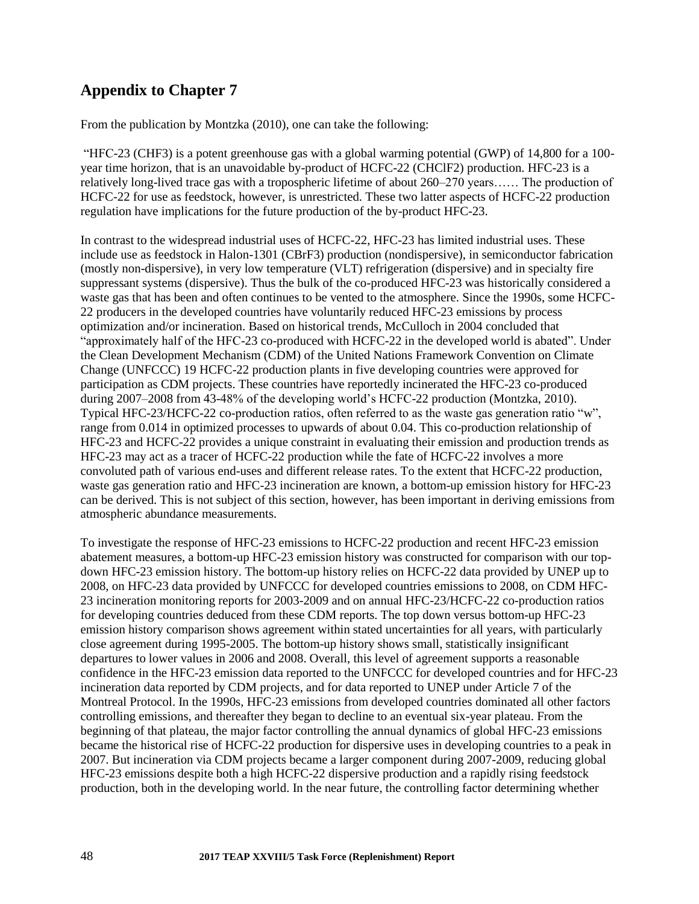## Appendix to Chapter 7

From the publication by Montzka (2010), one can take the following:

"HFC-23 ($CHF_3$) is a potent greenhouse gas with a global warming potential (GWP) of 14,800 for a 100-year time horizon, that is an unavoidable by-product of HCFC-22 ($CHClF_2$) production. HFC-23 is a relatively long-lived trace gas with a tropospheric lifetime of about 260–270 years…… The production of HCFC-22 for use as feedstock, however, is unrestricted. These two latter aspects of HCFC-22 production regulation have implications for the future production of the by-product HFC-23.

In contrast to the widespread industrial uses of HCFC-22, HFC-23 has limited industrial uses. These include use as feedstock in Halon-1301 ($CBrF_3$) production (nondispersive), in semiconductor fabrication (mostly non-dispersive), in very low temperature (VLT) refrigeration (dispersive) and in specialty fire suppressant systems (dispersive). Thus the bulk of the co-produced HFC-23 was historically considered a waste gas that has been and often continues to be vented to the atmosphere. Since the 1990s, some HCFC-22 producers in the developed countries have voluntarily reduced HFC-23 emissions by process optimization and/or incineration. Based on historical trends, McCulloch in 2004 concluded that "approximately half of the HFC-23 co-produced with HCFC-22 in the developed world is abated". Under the Clean Development Mechanism (CDM) of the United Nations Framework Convention on Climate Change (UNFCCC) 19 HCFC-22 production plants in five developing countries were approved for participation as CDM projects. These countries have reportedly incinerated the HFC-23 co-produced during 2007–2008 from 43-48% of the developing world's HCFC-22 production (Montzka, 2010). Typical HFC-23/HCFC-22 co-production ratios, often referred to as the waste gas generation ratio "w", range from 0.014 in optimized processes to upwards of about 0.04. This co-production relationship of HFC-23 and HCFC-22 provides a unique constraint in evaluating their emission and production trends as HFC-23 may act as a tracer of HCFC-22 production while the fate of HCFC-22 involves a more convoluted path of various end-uses and different release rates. To the extent that HCFC-22 production, waste gas generation ratio and HFC-23 incineration are known, a bottom-up emission history for HFC-23 can be derived. This is not subject of this section, however, has been important in deriving emissions from atmospheric abundance measurements.

To investigate the response of HFC-23 emissions to HCFC-22 production and recent HFC-23 emission abatement measures, a bottom-up HFC-23 emission history was constructed for comparison with our top-down HFC-23 emission history. The bottom-up history relies on HCFC-22 data provided by UNEP up to 2008, on HFC-23 data provided by UNFCCC for developed countries emissions to 2008, on CDM HFC-23 incineration monitoring reports for 2003-2009 and on annual HFC-23/HCFC-22 co-production ratios for developing countries deduced from these CDM reports. The top down versus bottom-up HFC-23 emission history comparison shows agreement within stated uncertainties for all years, with particularly close agreement during 1995-2005. The bottom-up history shows small, statistically insignificant departures to lower values in 2006 and 2008. Overall, this level of agreement supports a reasonable confidence in the HFC-23 emission data reported to the UNFCCC for developed countries and for HFC-23 incineration data reported by CDM projects, and for data reported to UNEP under Article 7 of the Montreal Protocol. In the 1990s, HFC-23 emissions from developed countries dominated all other factors controlling emissions, and thereafter they began to decline to an eventual six-year plateau. From the beginning of that plateau, the major factor controlling the annual dynamics of global HFC-23 emissions became the historical rise of HCFC-22 production for dispersive uses in developing countries to a peak in 2007. But incineration via CDM projects became a larger component during 2007-2009, reducing global HFC-23 emissions despite both a high HCFC-22 dispersive production and a rapidly rising feedstock production, both in the developing world. In the near future, the controlling factor determining whether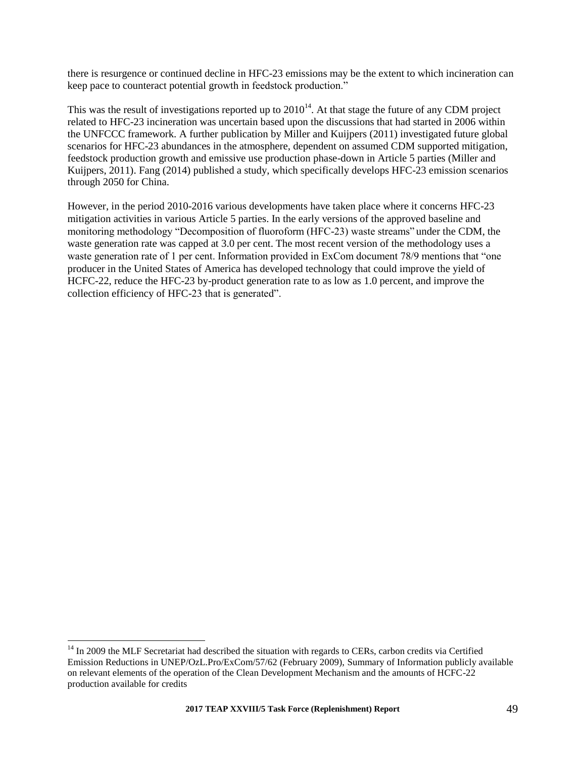there is resurgence or continued decline in HFC-23 emissions may be the extent to which incineration can keep pace to counteract potential growth in feedstock production."

This was the result of investigations reported up to 2010[14]. At that stage the future of any CDM project related to HFC-23 incineration was uncertain based upon the discussions that had started in 2006 within the UNFCCC framework. A further publication by Miller and Kuijpers (2011) investigated future global scenarios for HFC-23 abundances in the atmosphere, dependent on assumed CDM supported mitigation, feedstock production growth and emissive use production phase-down in Article 5 parties (Miller and Kuijpers, 2011). Fang (2014) published a study, which specifically develops HFC-23 emission scenarios through 2050 for China.

However, in the period 2010-2016 various developments have taken place where it concerns HFC-23 mitigation activities in various Article 5 parties. In the early versions of the approved baseline and monitoring methodology "Decomposition of fluoroform (HFC-23) waste streams" under the CDM, the waste generation rate was capped at 3.0 per cent. The most recent version of the methodology uses a waste generation rate of 1 per cent. Information provided in ExCom document 78/9 mentions that "one producer in the United States of America has developed technology that could improve the yield of HCFC-22, reduce the HFC-23 by-product generation rate to as low as 1.0 percent, and improve the collection efficiency of HFC-23 that is generated".

[14] In 2009 the MLF Secretariat had described the situation with regards to CERs, carbon credits via Certified Emission Reductions in UNEP/OzL.Pro/ExCom/57/62 (February 2009), Summary of Information publicly available on relevant elements of the operation of the Clean Development Mechanism and the amounts of HCFC-22 production available for credits